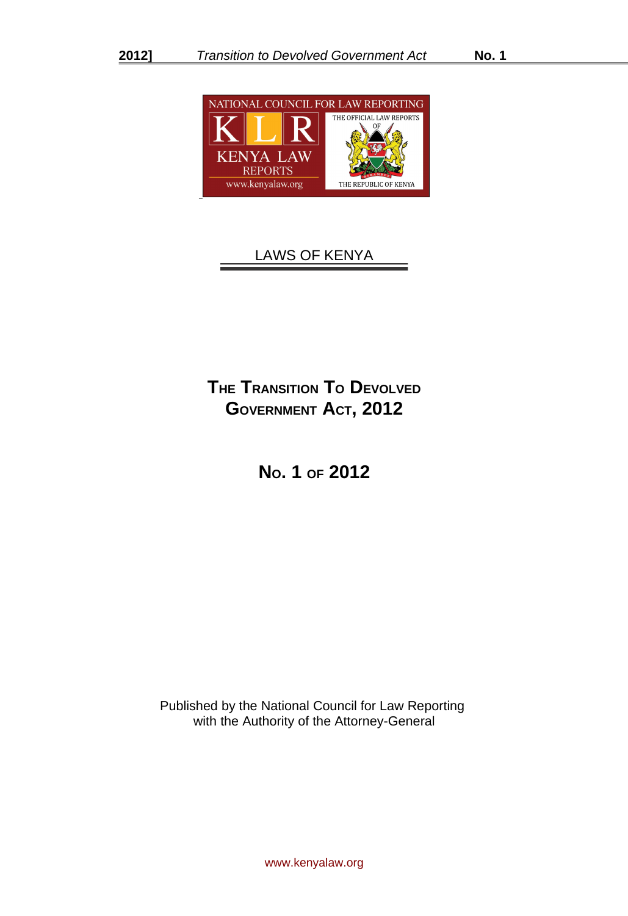LAWS OF KENYA

# THE TRANSITION TO DEVOLVED GOVERNMENT ACT, 2012

## NO. 1 OF 2012

Published by the National Council for Law Reporting
with the Authority of the Attorney-General

www.kenyalaw.org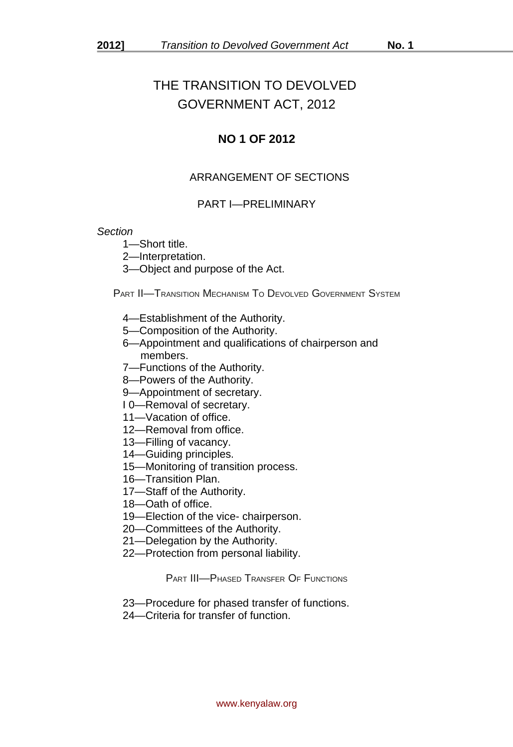# THE TRANSITION TO DEVOLVED GOVERNMENT ACT, 2012

## NO 1 OF 2012

### ARRANGEMENT OF SECTIONS

### PART I—PRELIMINARY

*Section*

1—Short title.
2—Interpretation.
3—Object and purpose of the Act.

### PART II—TRANSITION MECHANISM TO DEVOLVED GOVERNMENT SYSTEM

4—Establishment of the Authority.
5—Composition of the Authority.
6—Appointment and qualifications of chairperson and members.
7—Functions of the Authority.
8—Powers of the Authority.
9—Appointment of secretary.
I 0—Removal of secretary.
11—Vacation of office.
12—Removal from office.
13—Filling of vacancy.
14—Guiding principles.
15—Monitoring of transition process.
16—Transition Plan.
17—Staff of the Authority.
18—Oath of office.
19—Election of the vice- chairperson.
20—Committees of the Authority.
21—Delegation by the Authority.
22—Protection from personal liability.

### PART III—PHASED TRANSFER OF FUNCTIONS

23—Procedure for phased transfer of functions.
24—Criteria for transfer of function.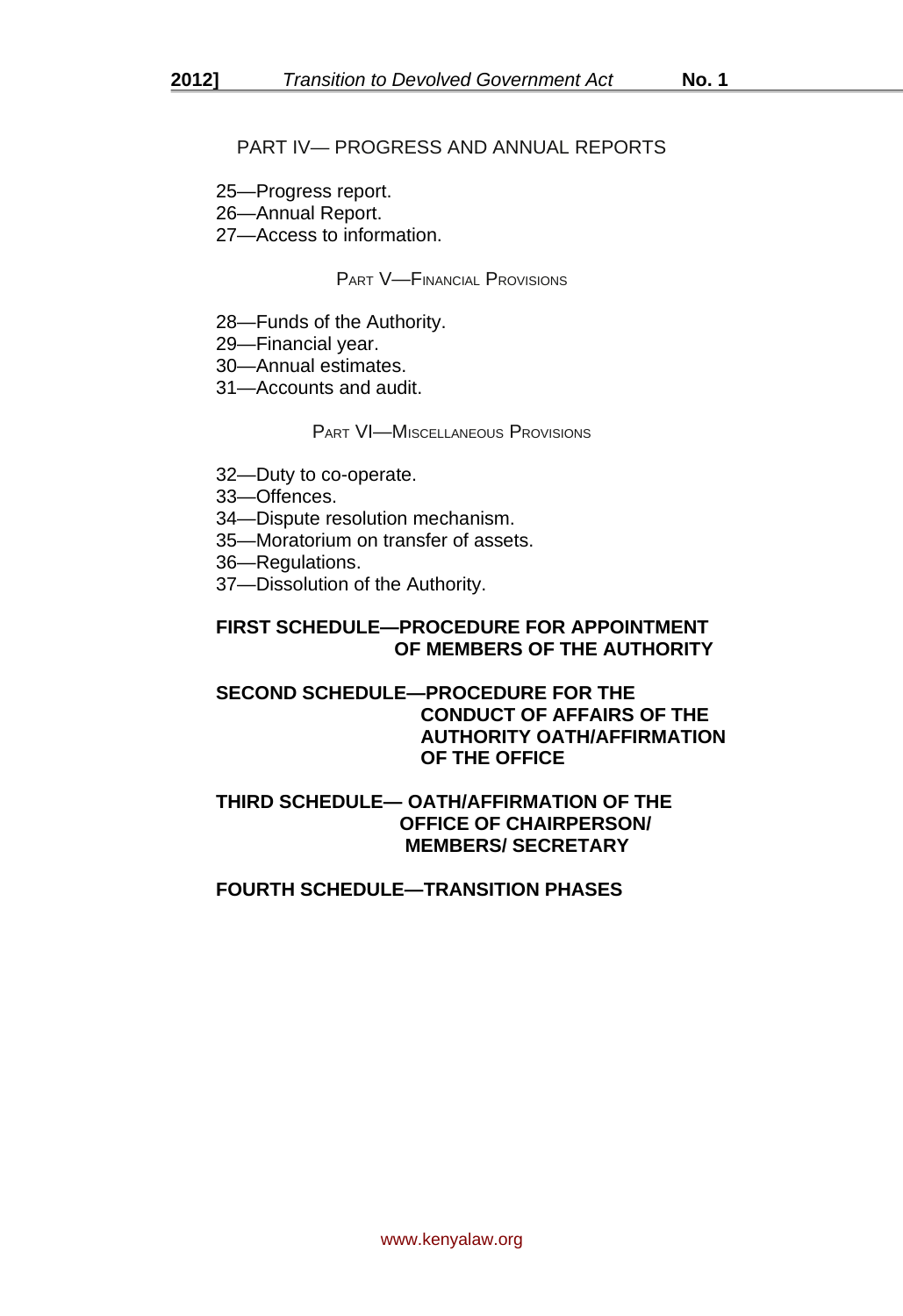PART IV— PROGRESS AND ANNUAL REPORTS

25—Progress report.
26—Annual Report.
27—Access to information.

PART V—FINANCIAL PROVISIONS

28—Funds of the Authority.
29—Financial year.
30—Annual estimates.
31—Accounts and audit.

PART VI—MISCELLANEOUS PROVISIONS

32—Duty to co-operate.
33—Offences.
34—Dispute resolution mechanism.
35—Moratorium on transfer of assets.
36—Regulations.
37—Dissolution of the Authority.

**FIRST SCHEDULE—PROCEDURE FOR APPOINTMENT OF MEMBERS OF THE AUTHORITY**

**SECOND SCHEDULE—PROCEDURE FOR THE CONDUCT OF AFFAIRS OF THE AUTHORITY OATH/AFFIRMATION OF THE OFFICE**

**THIRD SCHEDULE— OATH/AFFIRMATION OF THE OFFICE OF CHAIRPERSON/ MEMBERS/ SECRETARY**

**FOURTH SCHEDULE—TRANSITION PHASES**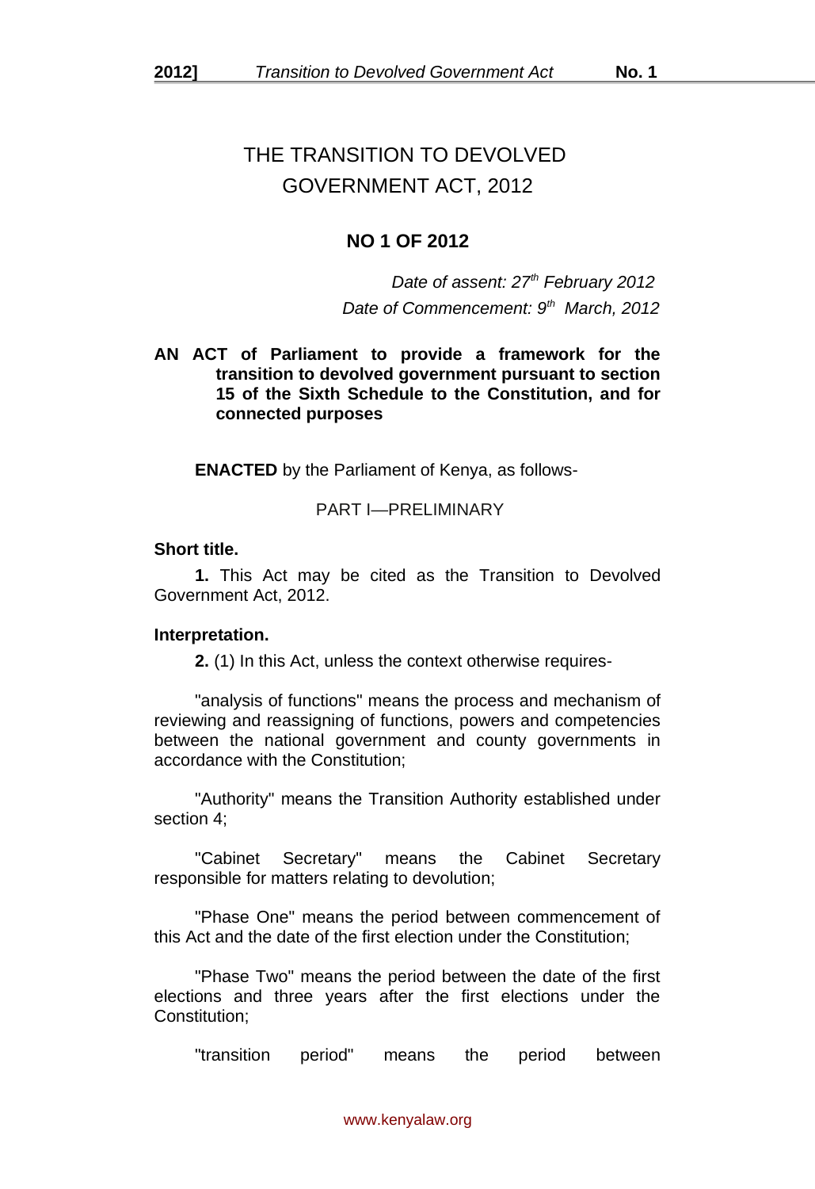# THE TRANSITION TO DEVOLVED GOVERNMENT ACT, 2012

## NO 1 OF 2012

*Date of assent: 27th February 2012*
*Date of Commencement: 9th March, 2012*

**AN ACT of Parliament to provide a framework for the transition to devolved government pursuant to section 15 of the Sixth Schedule to the Constitution, and for connected purposes**

**ENACTED** by the Parliament of Kenya, as follows-

PART I—PRELIMINARY

**Short title.**

**1.** This Act may be cited as the Transition to Devolved Government Act, 2012.

**Interpretation.**

**2.** (1) In this Act, unless the context otherwise requires-

"analysis of functions" means the process and mechanism of reviewing and reassigning of functions, powers and competencies between the national government and county governments in accordance with the Constitution;

"Authority" means the Transition Authority established under section 4;

"Cabinet Secretary" means the Cabinet Secretary responsible for matters relating to devolution;

"Phase One" means the period between commencement of this Act and the date of the first election under the Constitution;

"Phase Two" means the period between the date of the first elections and three years after the first elections under the Constitution;

"transition period" means the period between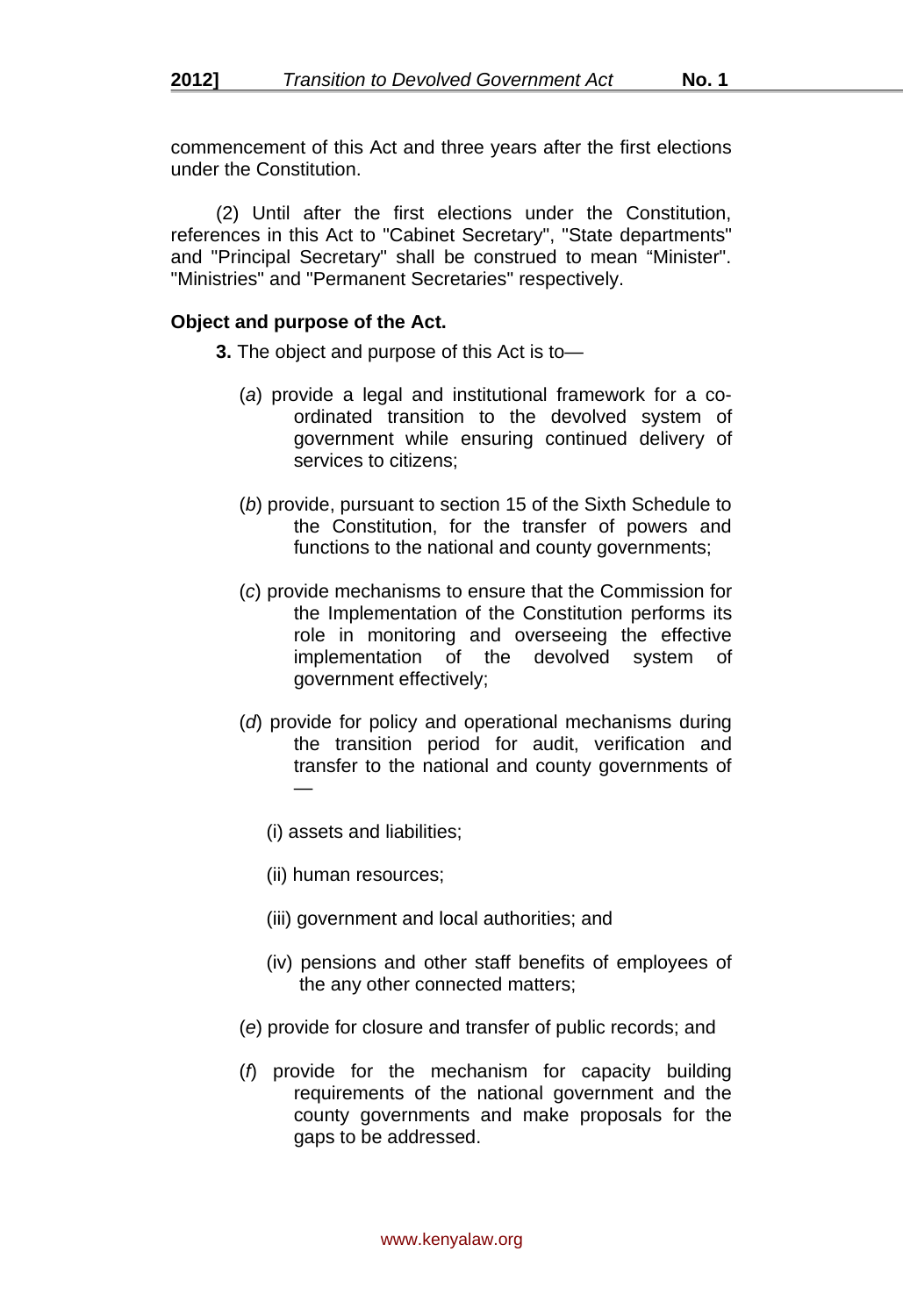commencement of this Act and three years after the first elections under the Constitution.

(2) Until after the first elections under the Constitution, references in this Act to "Cabinet Secretary", "State departments" and "Principal Secretary" shall be construed to mean "Minister". "Ministries" and "Permanent Secretaries" respectively.

**Object and purpose of the Act.**

**3.** The object and purpose of this Act is to—

(*a*) provide a legal and institutional framework for a co-ordinated transition to the devolved system of government while ensuring continued delivery of services to citizens;

(*b*) provide, pursuant to section 15 of the Sixth Schedule to the Constitution, for the transfer of powers and functions to the national and county governments;

(*c*) provide mechanisms to ensure that the Commission for the Implementation of the Constitution performs its role in monitoring and overseeing the effective implementation of the devolved system of government effectively;

(*d*) provide for policy and operational mechanisms during the transition period for audit, verification and transfer to the national and county governments of —

(i) assets and liabilities;

(ii) human resources;

(iii) government and local authorities; and

(iv) pensions and other staff benefits of employees of the any other connected matters;

(*e*) provide for closure and transfer of public records; and

(*f*) provide for the mechanism for capacity building requirements of the national government and the county governments and make proposals for the gaps to be addressed.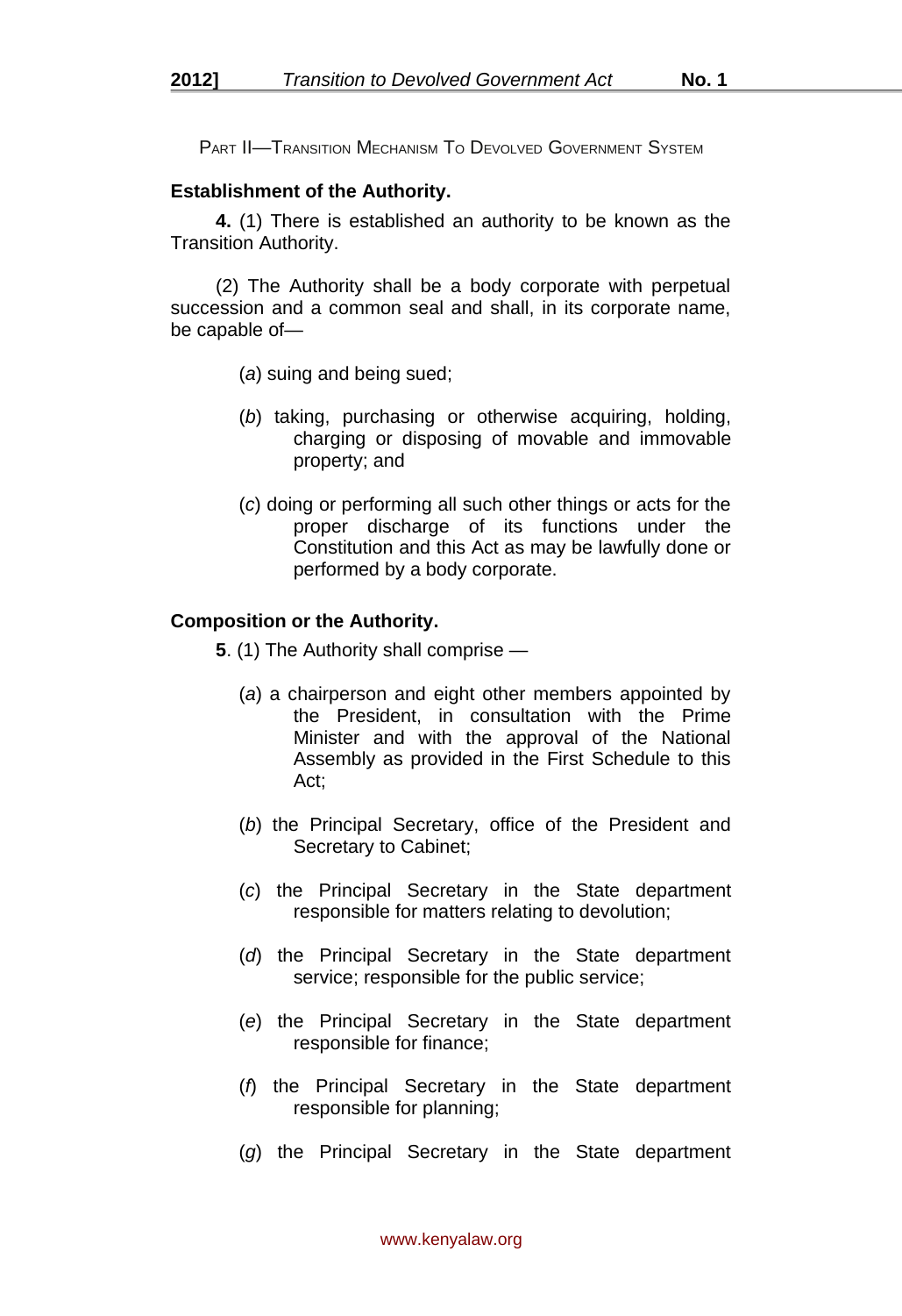PART II—TRANSITION MECHANISM TO DEVOLVED GOVERNMENT SYSTEM

**Establishment of the Authority.**

**4.** (1) There is established an authority to be known as the Transition Authority.

(2) The Authority shall be a body corporate with perpetual succession and a common seal and shall, in its corporate name, be capable of—

(*a*) suing and being sued;

(*b*) taking, purchasing or otherwise acquiring, holding, charging or disposing of movable and immovable property; and

(*c*) doing or performing all such other things or acts for the proper discharge of its functions under the Constitution and this Act as may be lawfully done or performed by a body corporate.

**Composition or the Authority.**

**5**. (1) The Authority shall comprise —

(*a*) a chairperson and eight other members appointed by the President, in consultation with the Prime Minister and with the approval of the National Assembly as provided in the First Schedule to this Act;

(*b*) the Principal Secretary, office of the President and Secretary to Cabinet;

(*c*) the Principal Secretary in the State department responsible for matters relating to devolution;

(*d*) the Principal Secretary in the State department service; responsible for the public service;

(*e*) the Principal Secretary in the State department responsible for finance;

(*f*) the Principal Secretary in the State department responsible for planning;

(*g*) the Principal Secretary in the State department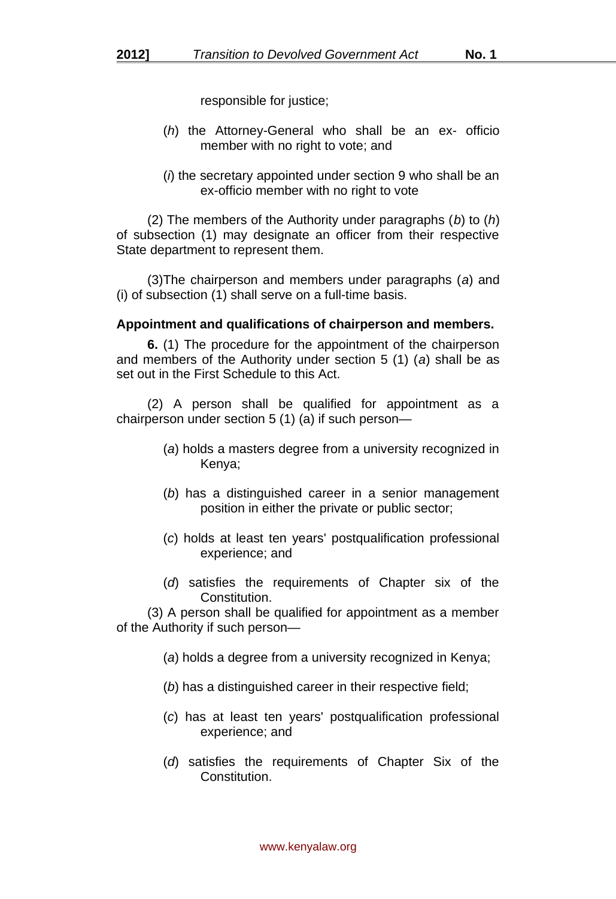responsible for justice;

(*h*) the Attorney-General who shall be an ex- officio member with no right to vote; and

(*i*) the secretary appointed under section 9 who shall be an ex-officio member with no right to vote

(2) The members of the Authority under paragraphs (*b*) to (*h*) of subsection (1) may designate an officer from their respective State department to represent them.

(3)The chairperson and members under paragraphs (*a*) and (i) of subsection (1) shall serve on a full-time basis.

**Appointment and qualifications of chairperson and members.**

**6.** (1) The procedure for the appointment of the chairperson and members of the Authority under section 5 (1) (*a*) shall be as set out in the First Schedule to this Act.

(2) A person shall be qualified for appointment as a chairperson under section 5 (1) (a) if such person—

(*a*) holds a masters degree from a university recognized in Kenya;

(*b*) has a distinguished career in a senior management position in either the private or public sector;

(*c*) holds at least ten years' postqualification professional experience; and

(*d*) satisfies the requirements of Chapter six of the Constitution.

(3) A person shall be qualified for appointment as a member of the Authority if such person—

(*a*) holds a degree from a university recognized in Kenya;

(*b*) has a distinguished career in their respective field;

(*c*) has at least ten years' postqualification professional experience; and

(*d*) satisfies the requirements of Chapter Six of the Constitution.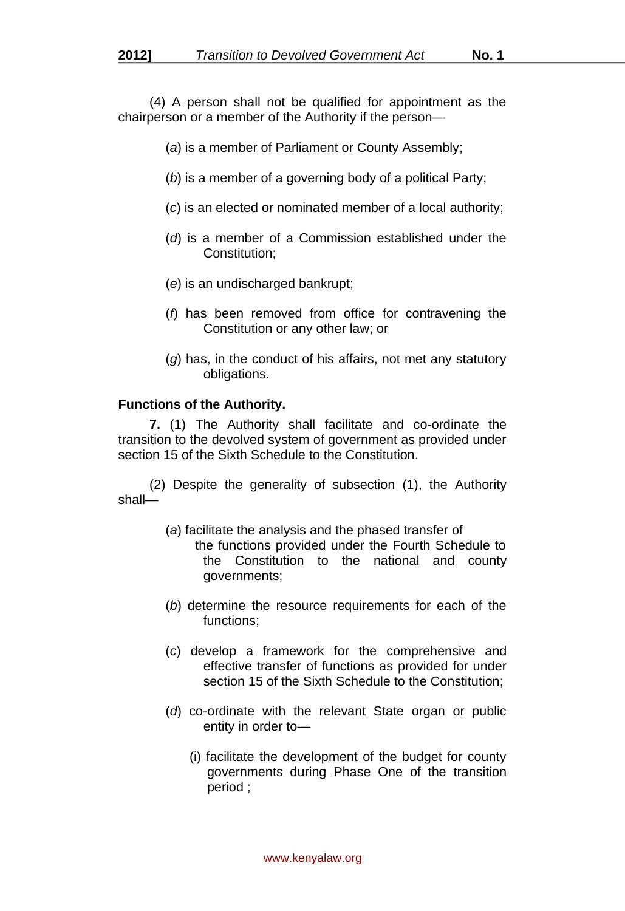(4) A person shall not be qualified for appointment as the chairperson or a member of the Authority if the person—

(*a*) is a member of Parliament or County Assembly;

(*b*) is a member of a governing body of a political Party;

(*c*) is an elected or nominated member of a local authority;

(*d*) is a member of a Commission established under the Constitution;

(*e*) is an undischarged bankrupt;

(*f*) has been removed from office for contravening the Constitution or any other law; or

(*g*) has, in the conduct of his affairs, not met any statutory obligations.

**Functions of the Authority.**

**7.** (1) The Authority shall facilitate and co-ordinate the transition to the devolved system of government as provided under section 15 of the Sixth Schedule to the Constitution.

(2) Despite the generality of subsection (1), the Authority shall—

(*a*) facilitate the analysis and the phased transfer of the functions provided under the Fourth Schedule to the Constitution to the national and county governments;

(*b*) determine the resource requirements for each of the functions;

(*c*) develop a framework for the comprehensive and effective transfer of functions as provided for under section 15 of the Sixth Schedule to the Constitution;

(*d*) co-ordinate with the relevant State organ or public entity in order to—

(i) facilitate the development of the budget for county governments during Phase One of the transition period ;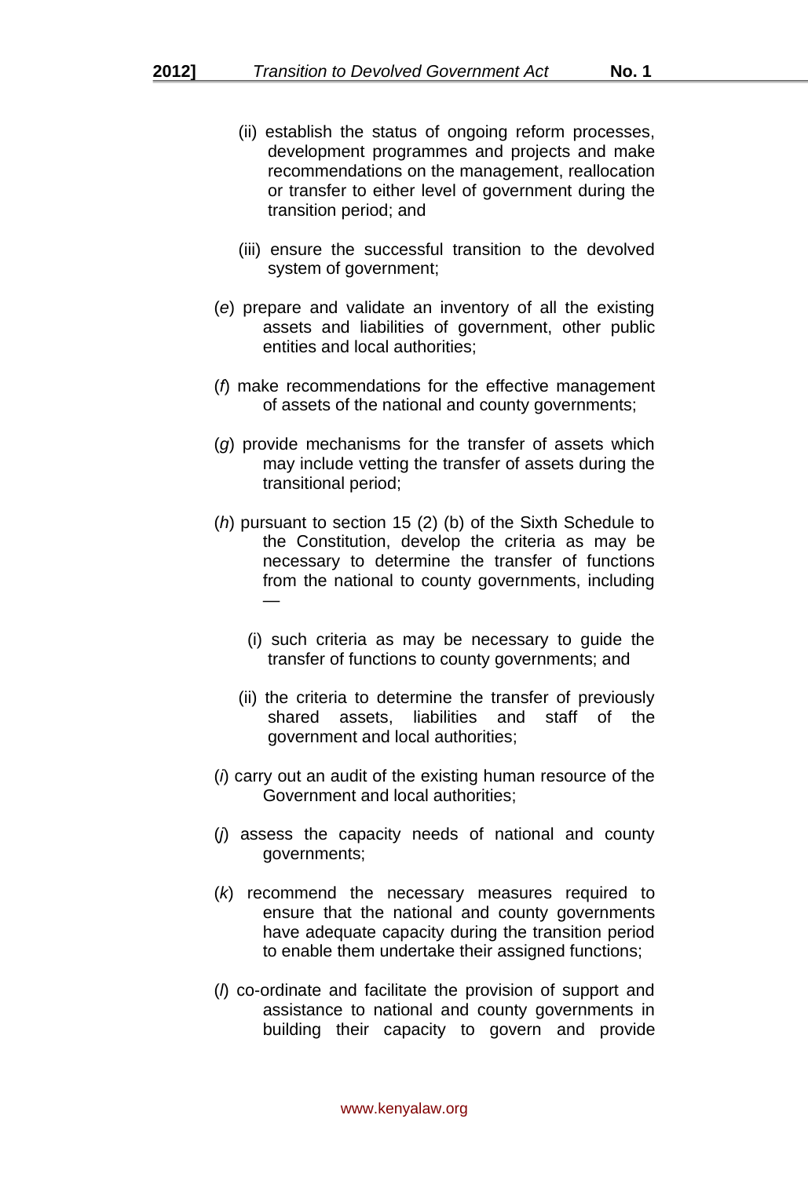(ii) establish the status of ongoing reform processes, development programmes and projects and make recommendations on the management, reallocation or transfer to either level of government during the transition period; and

(iii) ensure the successful transition to the devolved system of government;

(*e*) prepare and validate an inventory of all the existing assets and liabilities of government, other public entities and local authorities;

(*f*) make recommendations for the effective management of assets of the national and county governments;

(*g*) provide mechanisms for the transfer of assets which may include vetting the transfer of assets during the transitional period;

(*h*) pursuant to section 15 (2) (b) of the Sixth Schedule to the Constitution, develop the criteria as may be necessary to determine the transfer of functions from the national to county governments, including —

(i) such criteria as may be necessary to guide the transfer of functions to county governments; and

(ii) the criteria to determine the transfer of previously shared assets, liabilities and staff of the government and local authorities;

(*i*) carry out an audit of the existing human resource of the Government and local authorities;

(*j*) assess the capacity needs of national and county governments;

(*k*) recommend the necessary measures required to ensure that the national and county governments have adequate capacity during the transition period to enable them undertake their assigned functions;

(*l*) co-ordinate and facilitate the provision of support and assistance to national and county governments in building their capacity to govern and provide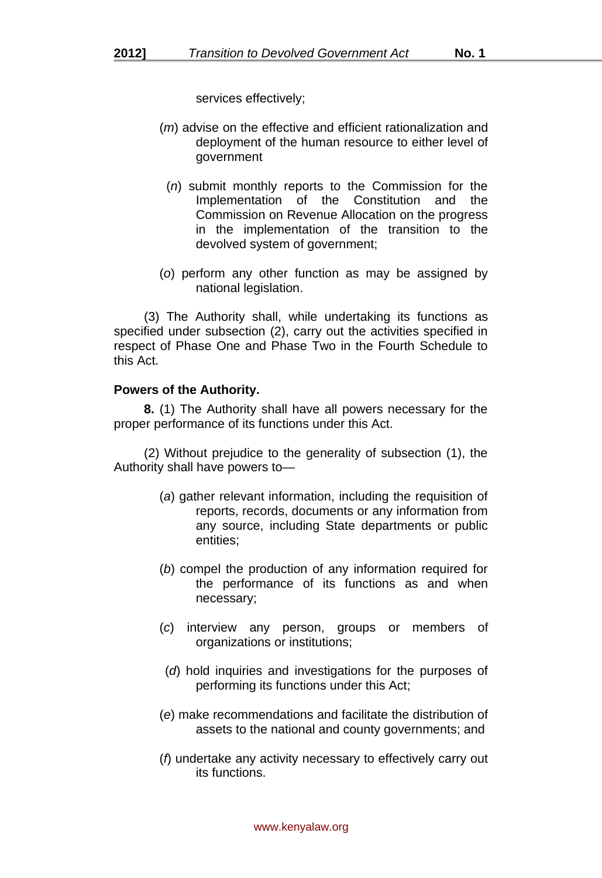services effectively;

(*m*) advise on the effective and efficient rationalization and deployment of the human resource to either level of government

(*n*) submit monthly reports to the Commission for the Implementation of the Constitution and the Commission on Revenue Allocation on the progress in the implementation of the transition to the devolved system of government;

(*o*) perform any other function as may be assigned by national legislation.

(3) The Authority shall, while undertaking its functions as specified under subsection (2), carry out the activities specified in respect of Phase One and Phase Two in the Fourth Schedule to this Act.

**Powers of the Authority.**

**8.** (1) The Authority shall have all powers necessary for the proper performance of its functions under this Act.

(2) Without prejudice to the generality of subsection (1), the Authority shall have powers to—

(*a*) gather relevant information, including the requisition of reports, records, documents or any information from any source, including State departments or public entities;

(*b*) compel the production of any information required for the performance of its functions as and when necessary;

(*c*) interview any person, groups or members of organizations or institutions;

(*d*) hold inquiries and investigations for the purposes of performing its functions under this Act;

(*e*) make recommendations and facilitate the distribution of assets to the national and county governments; and

(*f*) undertake any activity necessary to effectively carry out its functions.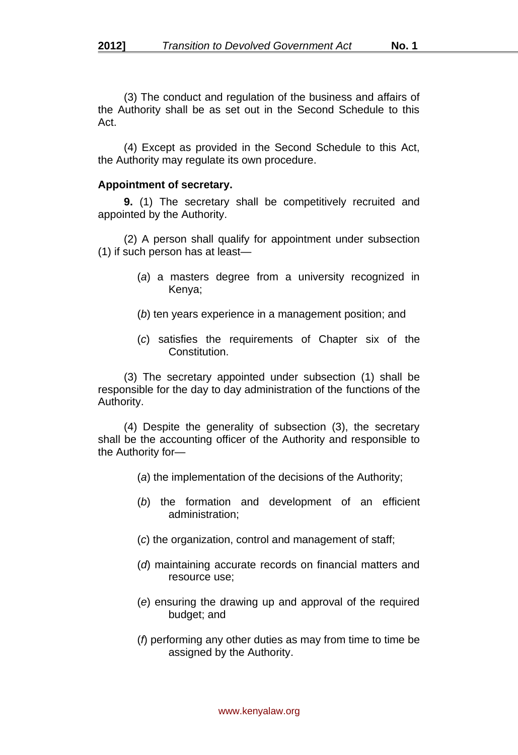(3) The conduct and regulation of the business and affairs of the Authority shall be as set out in the Second Schedule to this Act.

(4) Except as provided in the Second Schedule to this Act, the Authority may regulate its own procedure.

**Appointment of secretary.**

**9.** (1) The secretary shall be competitively recruited and appointed by the Authority.

(2) A person shall qualify for appointment under subsection (1) if such person has at least—

(*a*) a masters degree from a university recognized in Kenya;

(*b*) ten years experience in a management position; and

(*c*) satisfies the requirements of Chapter six of the Constitution.

(3) The secretary appointed under subsection (1) shall be responsible for the day to day administration of the functions of the Authority.

(4) Despite the generality of subsection (3), the secretary shall be the accounting officer of the Authority and responsible to the Authority for—

(*a*) the implementation of the decisions of the Authority;

(*b*) the formation and development of an efficient administration;

(*c*) the organization, control and management of staff;

(*d*) maintaining accurate records on financial matters and resource use;

(*e*) ensuring the drawing up and approval of the required budget; and

(*f*) performing any other duties as may from time to time be assigned by the Authority.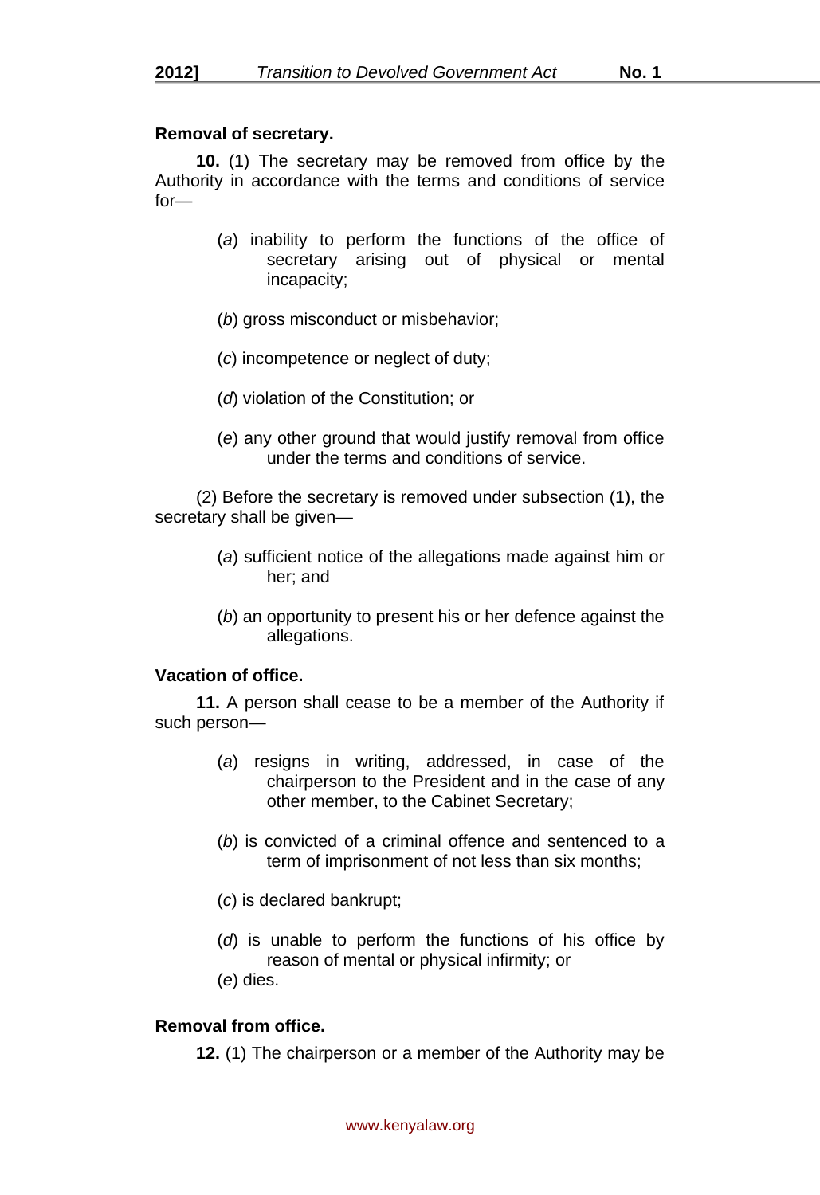**Removal of secretary.**

**10.** (1) The secretary may be removed from office by the Authority in accordance with the terms and conditions of service for—

> (*a*) inability to perform the functions of the office of secretary arising out of physical or mental incapacity;
>
> (*b*) gross misconduct or misbehavior;
>
> (*c*) incompetence or neglect of duty;
>
> (*d*) violation of the Constitution; or
>
> (*e*) any other ground that would justify removal from office under the terms and conditions of service.

(2) Before the secretary is removed under subsection (1), the secretary shall be given—

> (*a*) sufficient notice of the allegations made against him or her; and
>
> (*b*) an opportunity to present his or her defence against the allegations.

**Vacation of office.**

**11.** A person shall cease to be a member of the Authority if such person—

> (*a*) resigns in writing, addressed, in case of the chairperson to the President and in the case of any other member, to the Cabinet Secretary;
>
> (*b*) is convicted of a criminal offence and sentenced to a term of imprisonment of not less than six months;
>
> (*c*) is declared bankrupt;
>
> (*d*) is unable to perform the functions of his office by reason of mental or physical infirmity; or
>
> (*e*) dies.

**Removal from office.**

**12.** (1) The chairperson or a member of the Authority may be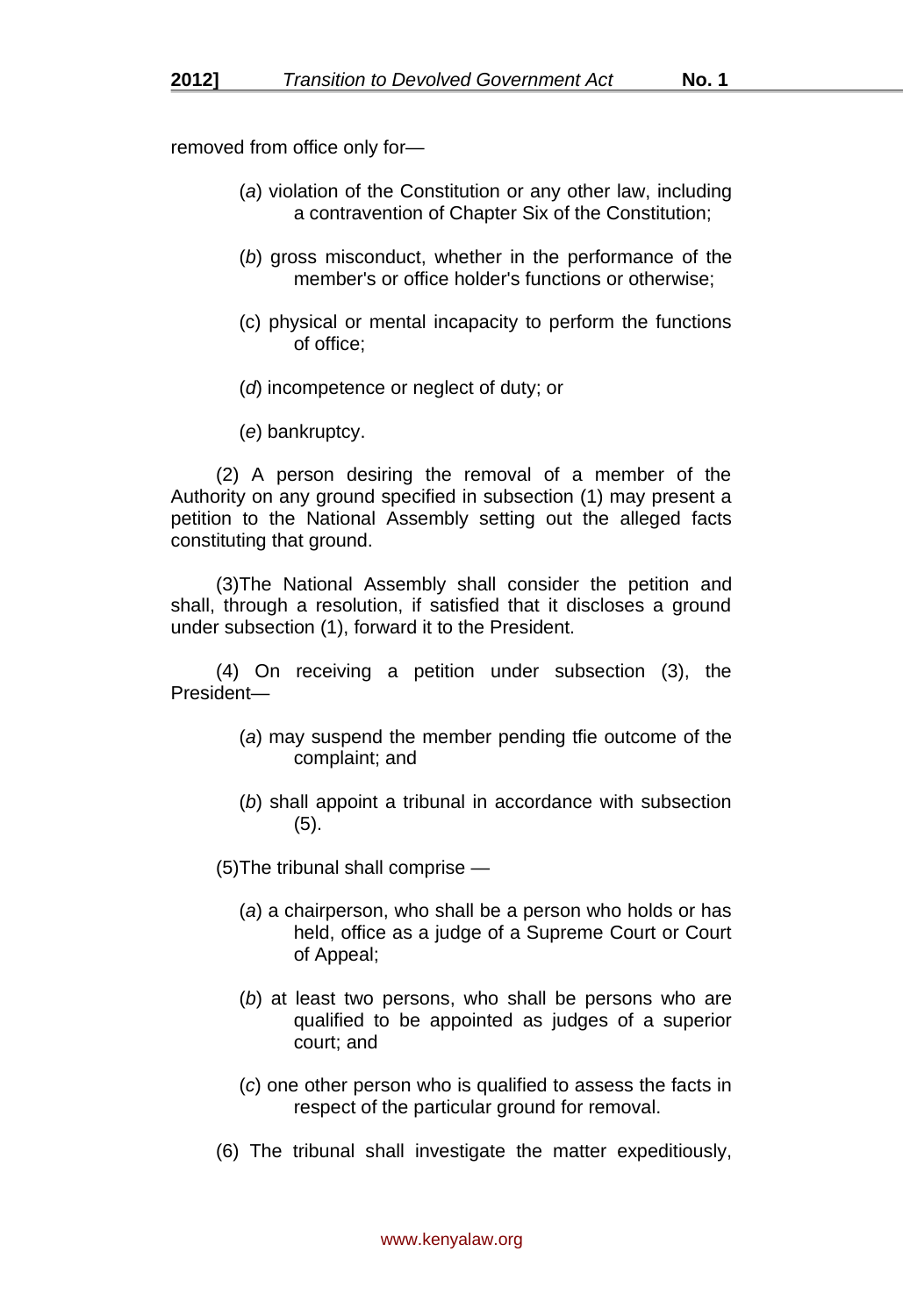removed from office only for—

(*a*) violation of the Constitution or any other law, including a contravention of Chapter Six of the Constitution;

(*b*) gross misconduct, whether in the performance of the member's or office holder's functions or otherwise;

(c) physical or mental incapacity to perform the functions of office;

(*d*) incompetence or neglect of duty; or

(*e*) bankruptcy.

(2) A person desiring the removal of a member of the Authority on any ground specified in subsection (1) may present a petition to the National Assembly setting out the alleged facts constituting that ground.

(3)The National Assembly shall consider the petition and shall, through a resolution, if satisfied that it discloses a ground under subsection (1), forward it to the President.

(4) On receiving a petition under subsection (3), the President—

(*a*) may suspend the member pending tfie outcome of the complaint; and

(*b*) shall appoint a tribunal in accordance with subsection (5).

(5)The tribunal shall comprise —

(*a*) a chairperson, who shall be a person who holds or has held, office as a judge of a Supreme Court or Court of Appeal;

(*b*) at least two persons, who shall be persons who are qualified to be appointed as judges of a superior court; and

(*c*) one other person who is qualified to assess the facts in respect of the particular ground for removal.

(6) The tribunal shall investigate the matter expeditiously,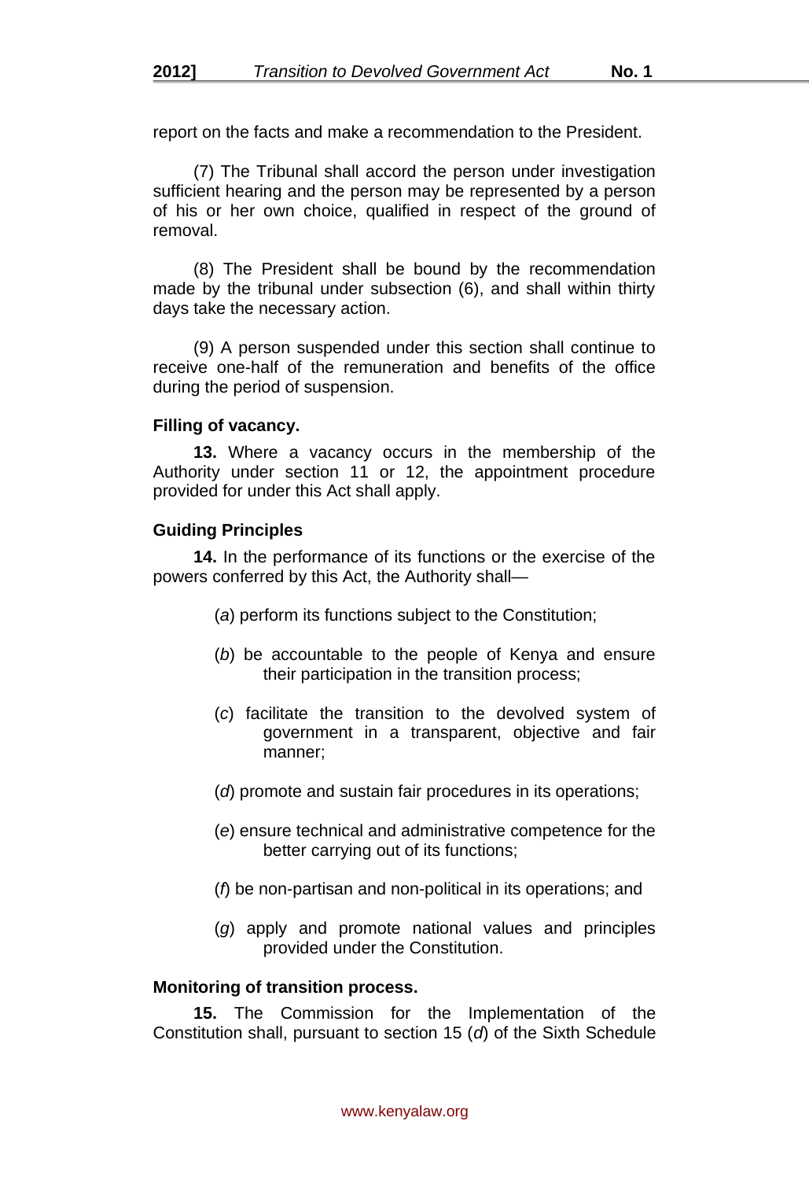report on the facts and make a recommendation to the President.

(7) The Tribunal shall accord the person under investigation sufficient hearing and the person may be represented by a person of his or her own choice, qualified in respect of the ground of removal.

(8) The President shall be bound by the recommendation made by the tribunal under subsection (6), and shall within thirty days take the necessary action.

(9) A person suspended under this section shall continue to receive one-half of the remuneration and benefits of the office during the period of suspension.

**Filling of vacancy.**

**13.** Where a vacancy occurs in the membership of the Authority under section 11 or 12, the appointment procedure provided for under this Act shall apply.

**Guiding Principles**

**14.** In the performance of its functions or the exercise of the powers conferred by this Act, the Authority shall—

(*a*) perform its functions subject to the Constitution;

(*b*) be accountable to the people of Kenya and ensure their participation in the transition process;

(*c*) facilitate the transition to the devolved system of government in a transparent, objective and fair manner;

(*d*) promote and sustain fair procedures in its operations;

(*e*) ensure technical and administrative competence for the better carrying out of its functions;

(*f*) be non-partisan and non-political in its operations; and

(*g*) apply and promote national values and principles provided under the Constitution.

**Monitoring of transition process.**

**15.** The Commission for the Implementation of the Constitution shall, pursuant to section 15 (*d*) of the Sixth Schedule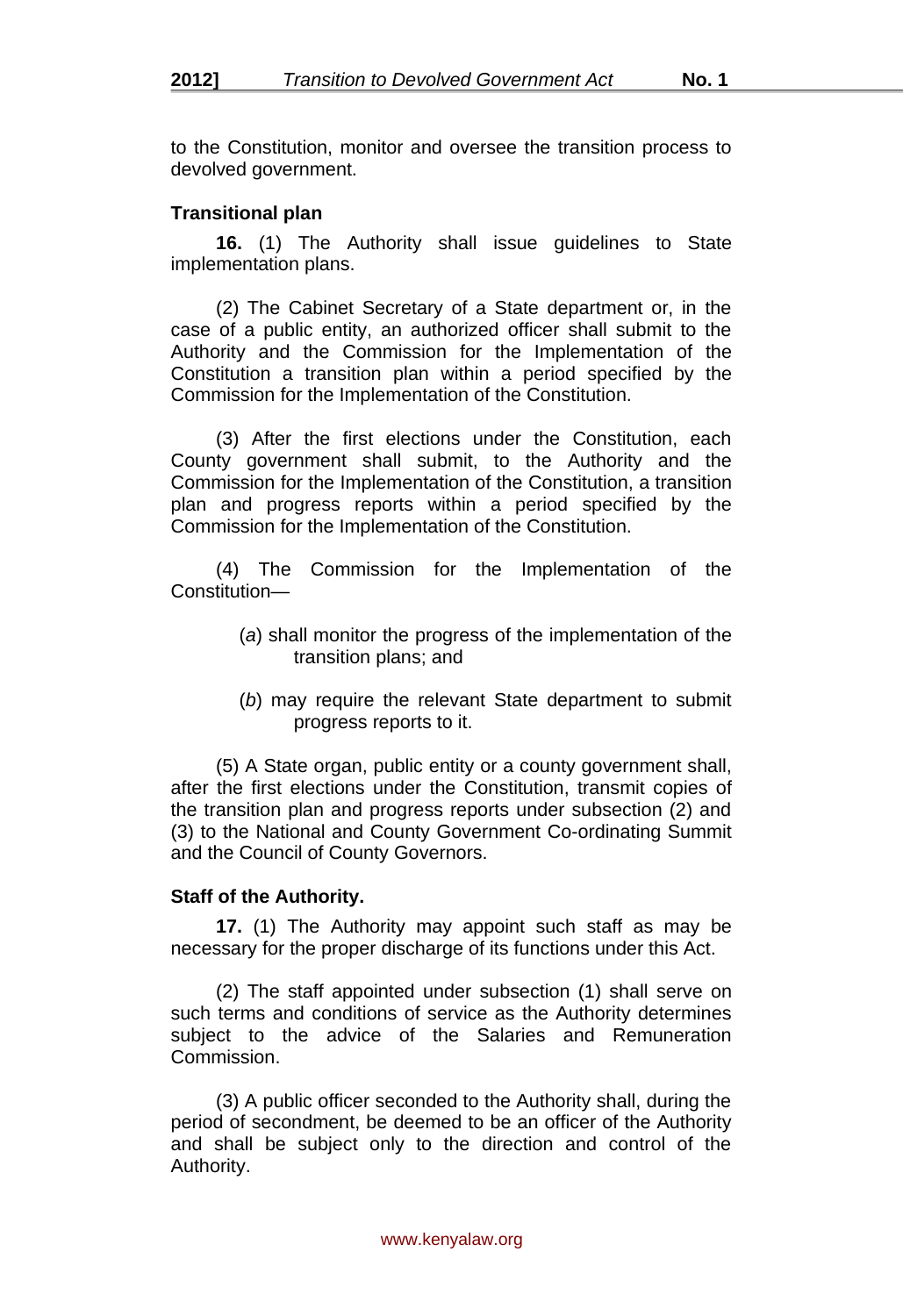to the Constitution, monitor and oversee the transition process to devolved government.

**Transitional plan**

**16.** (1) The Authority shall issue guidelines to State implementation plans.

(2) The Cabinet Secretary of a State department or, in the case of a public entity, an authorized officer shall submit to the Authority and the Commission for the Implementation of the Constitution a transition plan within a period specified by the Commission for the Implementation of the Constitution.

(3) After the first elections under the Constitution, each County government shall submit, to the Authority and the Commission for the Implementation of the Constitution, a transition plan and progress reports within a period specified by the Commission for the Implementation of the Constitution.

(4) The Commission for the Implementation of the Constitution—

(*a*) shall monitor the progress of the implementation of the transition plans; and

(*b*) may require the relevant State department to submit progress reports to it.

(5) A State organ, public entity or a county government shall, after the first elections under the Constitution, transmit copies of the transition plan and progress reports under subsection (2) and (3) to the National and County Government Co-ordinating Summit and the Council of County Governors.

**Staff of the Authority.**

**17.** (1) The Authority may appoint such staff as may be necessary for the proper discharge of its functions under this Act.

(2) The staff appointed under subsection (1) shall serve on such terms and conditions of service as the Authority determines subject to the advice of the Salaries and Remuneration Commission.

(3) A public officer seconded to the Authority shall, during the period of secondment, be deemed to be an officer of the Authority and shall be subject only to the direction and control of the Authority.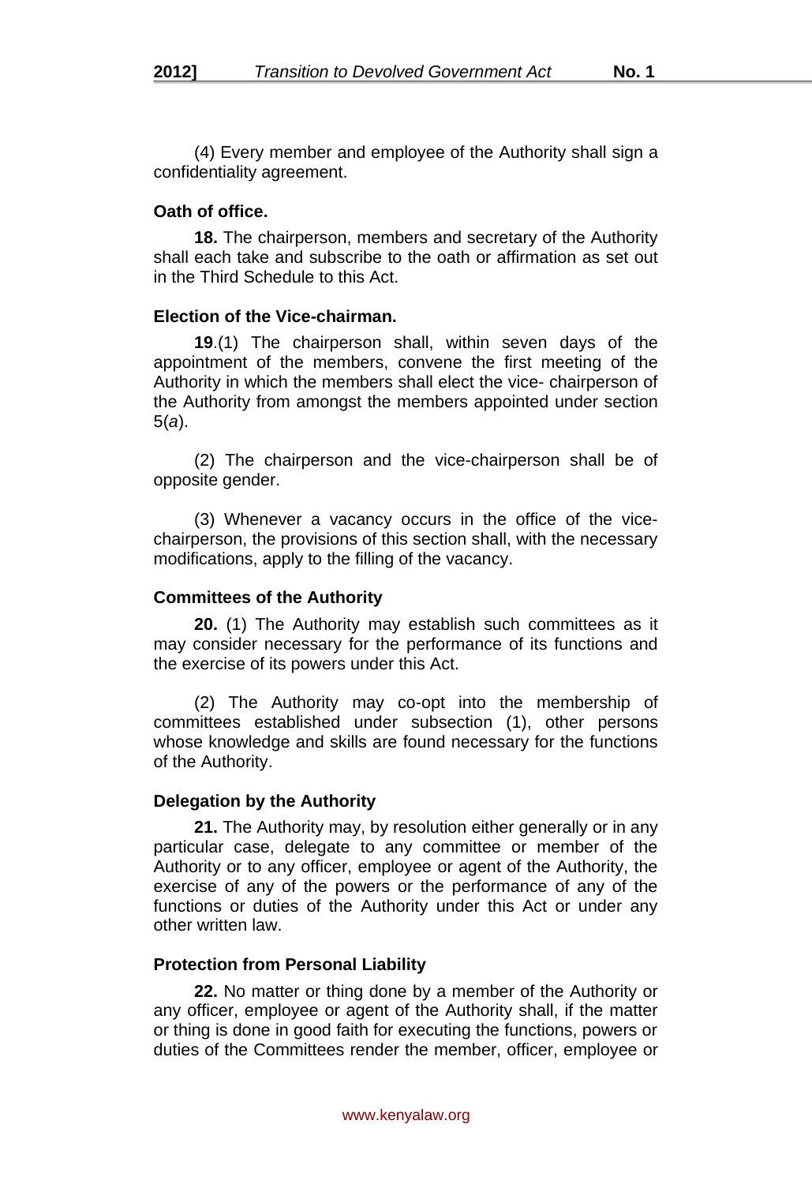(4) Every member and employee of the Authority shall sign a confidentiality agreement.

**Oath of office.**

**18.** The chairperson, members and secretary of the Authority shall each take and subscribe to the oath or affirmation as set out in the Third Schedule to this Act.

**Election of the Vice-chairman.**

**19**.(1) The chairperson shall, within seven days of the appointment of the members, convene the first meeting of the Authority in which the members shall elect the vice- chairperson of the Authority from amongst the members appointed under section 5(*a*).

(2) The chairperson and the vice-chairperson shall be of opposite gender.

(3) Whenever a vacancy occurs in the office of the vice-chairperson, the provisions of this section shall, with the necessary modifications, apply to the filling of the vacancy.

**Committees of the Authority**

**20.** (1) The Authority may establish such committees as it may consider necessary for the performance of its functions and the exercise of its powers under this Act.

(2) The Authority may co-opt into the membership of committees established under subsection (1), other persons whose knowledge and skills are found necessary for the functions of the Authority.

**Delegation by the Authority**

**21.** The Authority may, by resolution either generally or in any particular case, delegate to any committee or member of the Authority or to any officer, employee or agent of the Authority, the exercise of any of the powers or the performance of any of the functions or duties of the Authority under this Act or under any other written law.

**Protection from Personal Liability**

**22.** No matter or thing done by a member of the Authority or any officer, employee or agent of the Authority shall, if the matter or thing is done in good faith for executing the functions, powers or duties of the Committees render the member, officer, employee or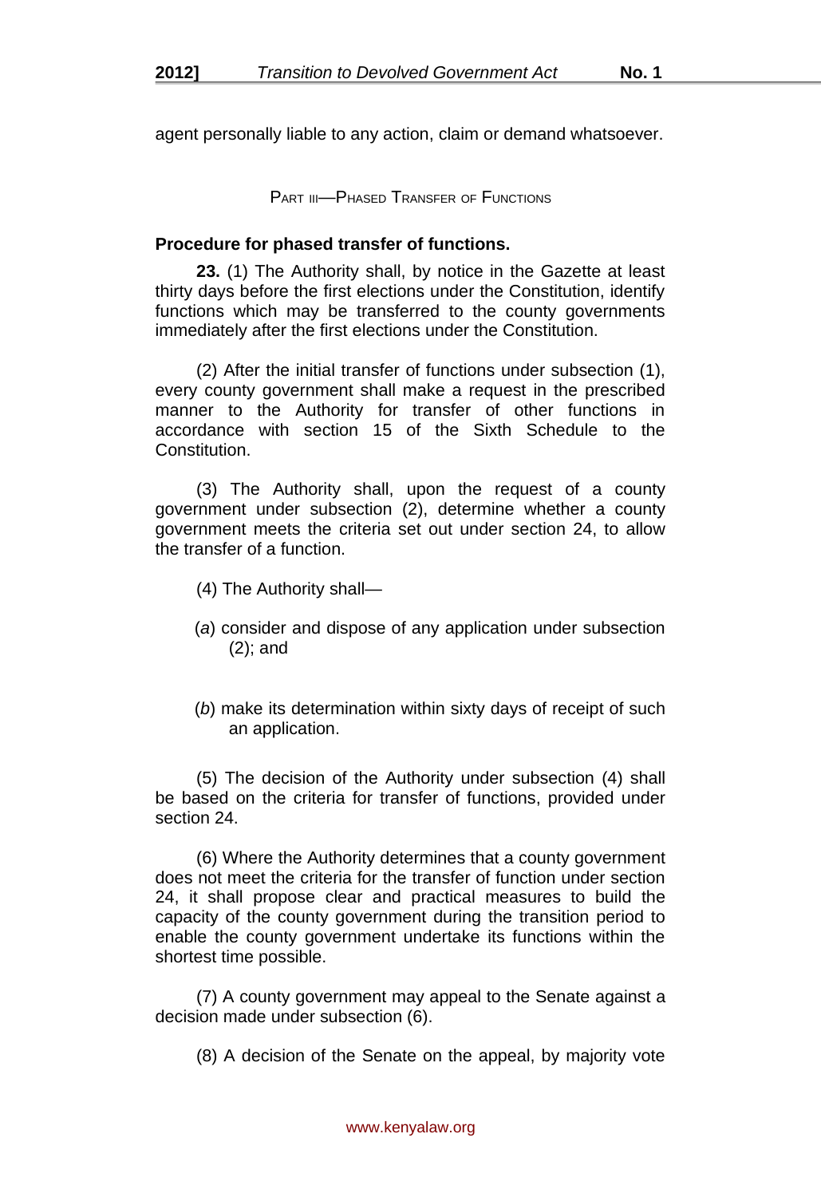agent personally liable to any action, claim or demand whatsoever.

## PART III—PHASED TRANSFER OF FUNCTIONS

**Procedure for phased transfer of functions.**

**23.** (1) The Authority shall, by notice in the Gazette at least thirty days before the first elections under the Constitution, identify functions which may be transferred to the county governments immediately after the first elections under the Constitution.

(2) After the initial transfer of functions under subsection (1), every county government shall make a request in the prescribed manner to the Authority for transfer of other functions in accordance with section 15 of the Sixth Schedule to the Constitution.

(3) The Authority shall, upon the request of a county government under subsection (2), determine whether a county government meets the criteria set out under section 24, to allow the transfer of a function.

(4) The Authority shall—

(*a*) consider and dispose of any application under subsection (2); and

(*b*) make its determination within sixty days of receipt of such an application.

(5) The decision of the Authority under subsection (4) shall be based on the criteria for transfer of functions, provided under section 24.

(6) Where the Authority determines that a county government does not meet the criteria for the transfer of function under section 24, it shall propose clear and practical measures to build the capacity of the county government during the transition period to enable the county government undertake its functions within the shortest time possible.

(7) A county government may appeal to the Senate against a decision made under subsection (6).

(8) A decision of the Senate on the appeal, by majority vote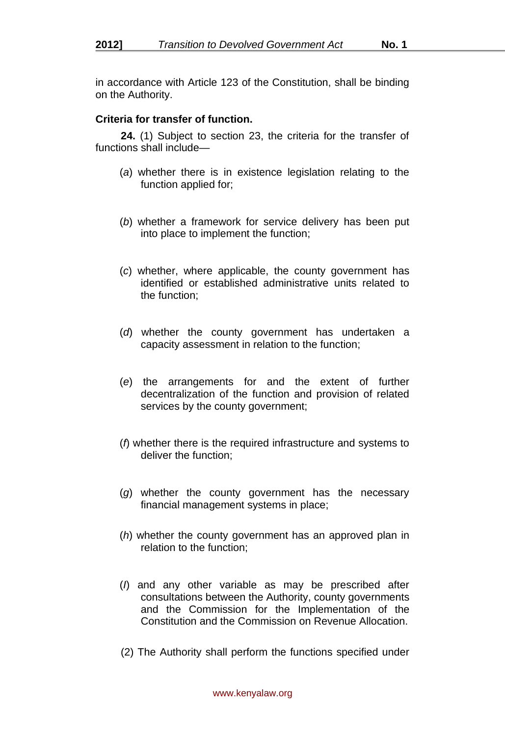in accordance with Article 123 of the Constitution, shall be binding on the Authority.

**Criteria for transfer of function.**

**24.** (1) Subject to section 23, the criteria for the transfer of functions shall include—

(*a*) whether there is in existence legislation relating to the function applied for;

(*b*) whether a framework for service delivery has been put into place to implement the function;

(*c*) whether, where applicable, the county government has identified or established administrative units related to the function;

(*d*) whether the county government has undertaken a capacity assessment in relation to the function;

(*e*) the arrangements for and the extent of further decentralization of the function and provision of related services by the county government;

(*f*) whether there is the required infrastructure and systems to deliver the function;

(*g*) whether the county government has the necessary financial management systems in place;

(*h*) whether the county government has an approved plan in relation to the function;

(*I*) and any other variable as may be prescribed after consultations between the Authority, county governments and the Commission for the Implementation of the Constitution and the Commission on Revenue Allocation.

(2) The Authority shall perform the functions specified under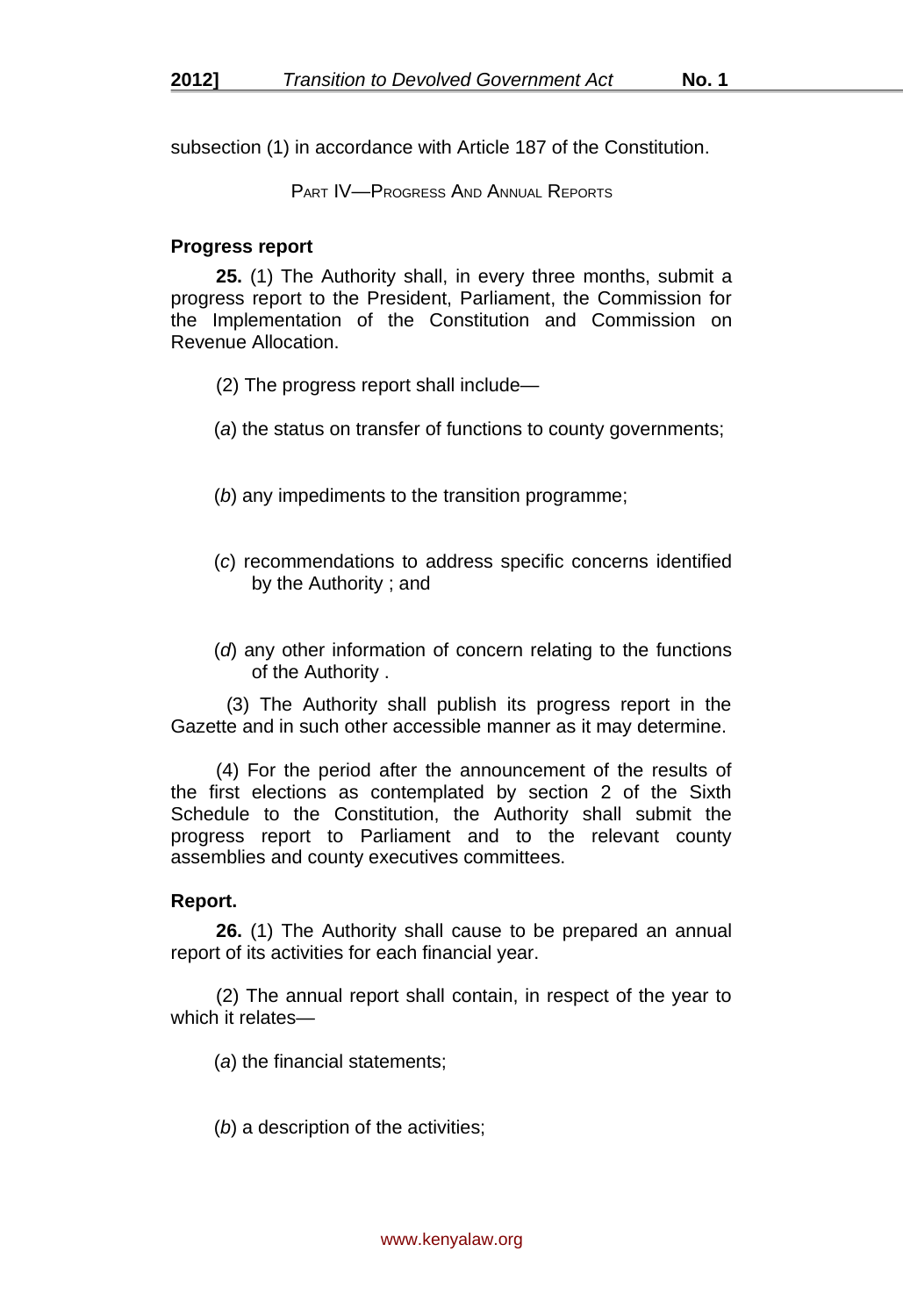subsection (1) in accordance with Article 187 of the Constitution.

PART IV—PROGRESS AND ANNUAL REPORTS

**Progress report**

**25.** (1) The Authority shall, in every three months, submit a progress report to the President, Parliament, the Commission for the Implementation of the Constitution and Commission on Revenue Allocation.

(2) The progress report shall include—

(*a*) the status on transfer of functions to county governments;

(*b*) any impediments to the transition programme;

(*c*) recommendations to address specific concerns identified by the Authority ; and

(*d*) any other information of concern relating to the functions of the Authority .

(3) The Authority shall publish its progress report in the Gazette and in such other accessible manner as it may determine.

(4) For the period after the announcement of the results of the first elections as contemplated by section 2 of the Sixth Schedule to the Constitution, the Authority shall submit the progress report to Parliament and to the relevant county assemblies and county executives committees.

**Report.**

**26.** (1) The Authority shall cause to be prepared an annual report of its activities for each financial year.

(2) The annual report shall contain, in respect of the year to which it relates—

(*a*) the financial statements;

(*b*) a description of the activities;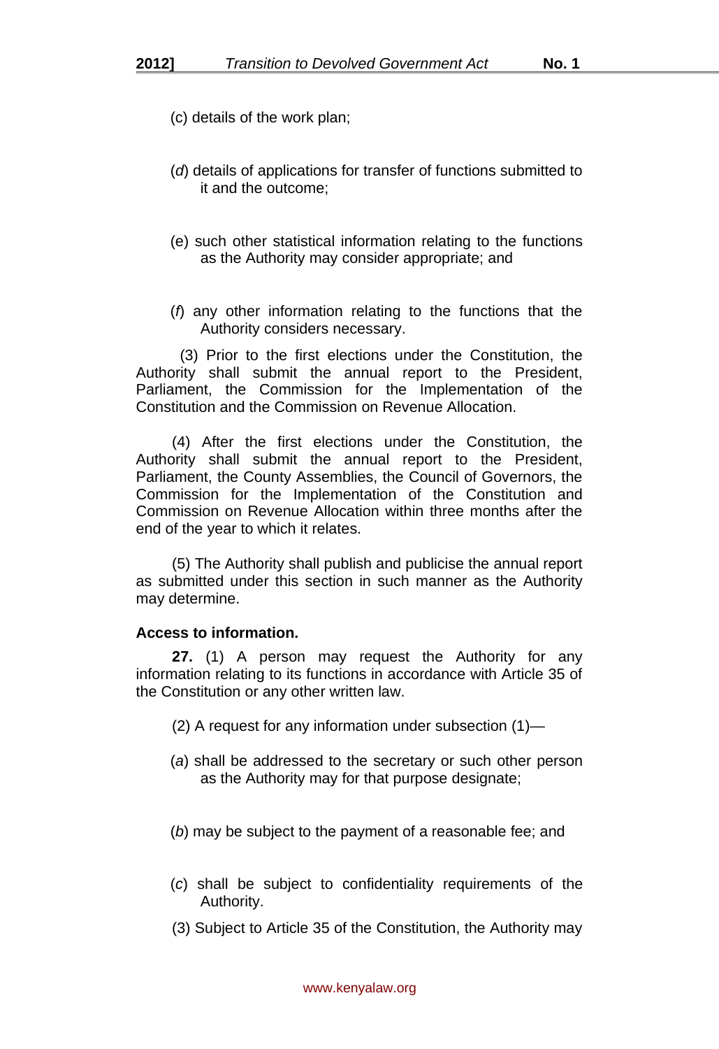(c) details of the work plan;

(*d*) details of applications for transfer of functions submitted to it and the outcome;

(e) such other statistical information relating to the functions as the Authority may consider appropriate; and

(*f*) any other information relating to the functions that the Authority considers necessary.

(3) Prior to the first elections under the Constitution, the Authority shall submit the annual report to the President, Parliament, the Commission for the Implementation of the Constitution and the Commission on Revenue Allocation.

(4) After the first elections under the Constitution, the Authority shall submit the annual report to the President, Parliament, the County Assemblies, the Council of Governors, the Commission for the Implementation of the Constitution and Commission on Revenue Allocation within three months after the end of the year to which it relates.

(5) The Authority shall publish and publicise the annual report as submitted under this section in such manner as the Authority may determine.

**Access to information.**

**27.** (1) A person may request the Authority for any information relating to its functions in accordance with Article 35 of the Constitution or any other written law.

(2) A request for any information under subsection (1)—

(*a*) shall be addressed to the secretary or such other person as the Authority may for that purpose designate;

(*b*) may be subject to the payment of a reasonable fee; and

(*c*) shall be subject to confidentiality requirements of the Authority.

(3) Subject to Article 35 of the Constitution, the Authority may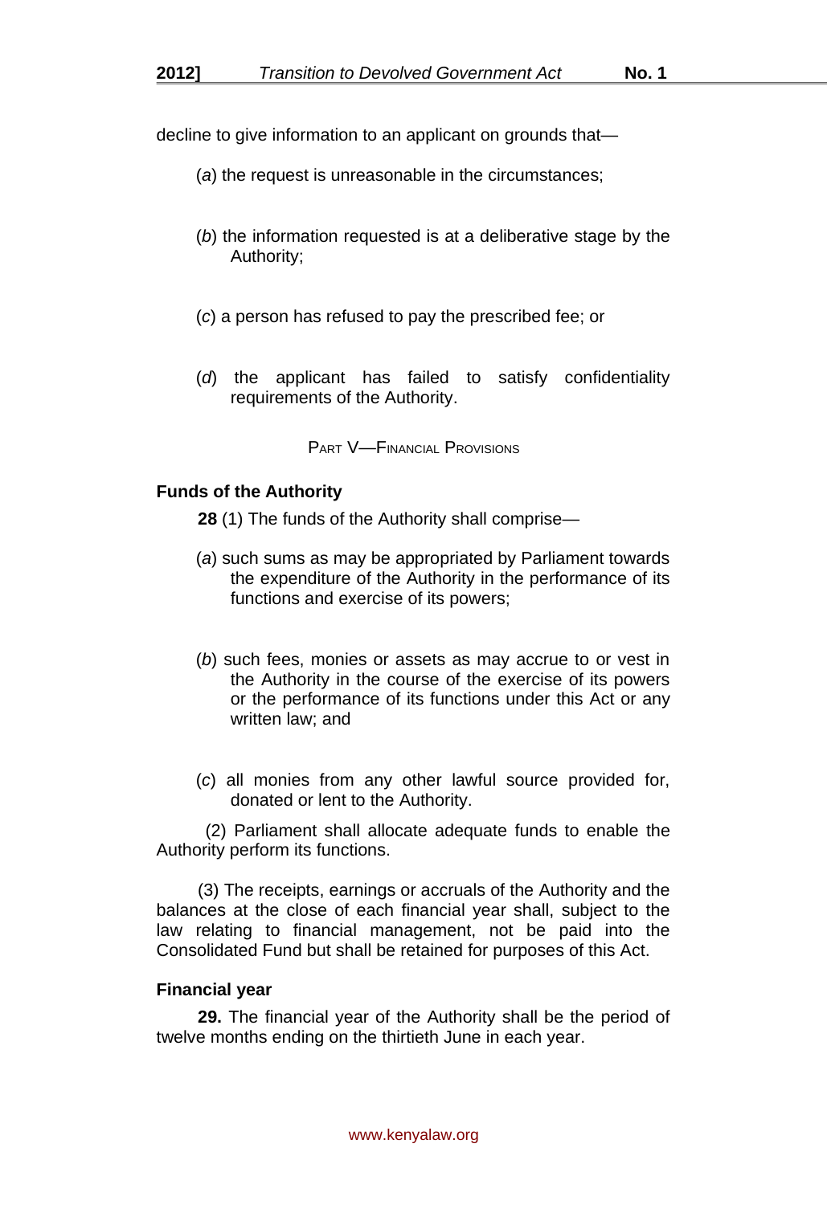decline to give information to an applicant on grounds that—

(*a*) the request is unreasonable in the circumstances;

(*b*) the information requested is at a deliberative stage by the Authority;

(*c*) a person has refused to pay the prescribed fee; or

(*d*) the applicant has failed to satisfy confidentiality requirements of the Authority.

## PART V—FINANCIAL PROVISIONS

**Funds of the Authority**

**28** (1) The funds of the Authority shall comprise—

(*a*) such sums as may be appropriated by Parliament towards the expenditure of the Authority in the performance of its functions and exercise of its powers;

(*b*) such fees, monies or assets as may accrue to or vest in the Authority in the course of the exercise of its powers or the performance of its functions under this Act or any written law; and

(*c*) all monies from any other lawful source provided for, donated or lent to the Authority.

(2) Parliament shall allocate adequate funds to enable the Authority perform its functions.

(3) The receipts, earnings or accruals of the Authority and the balances at the close of each financial year shall, subject to the law relating to financial management, not be paid into the Consolidated Fund but shall be retained for purposes of this Act.

**Financial year**

**29.** The financial year of the Authority shall be the period of twelve months ending on the thirtieth June in each year.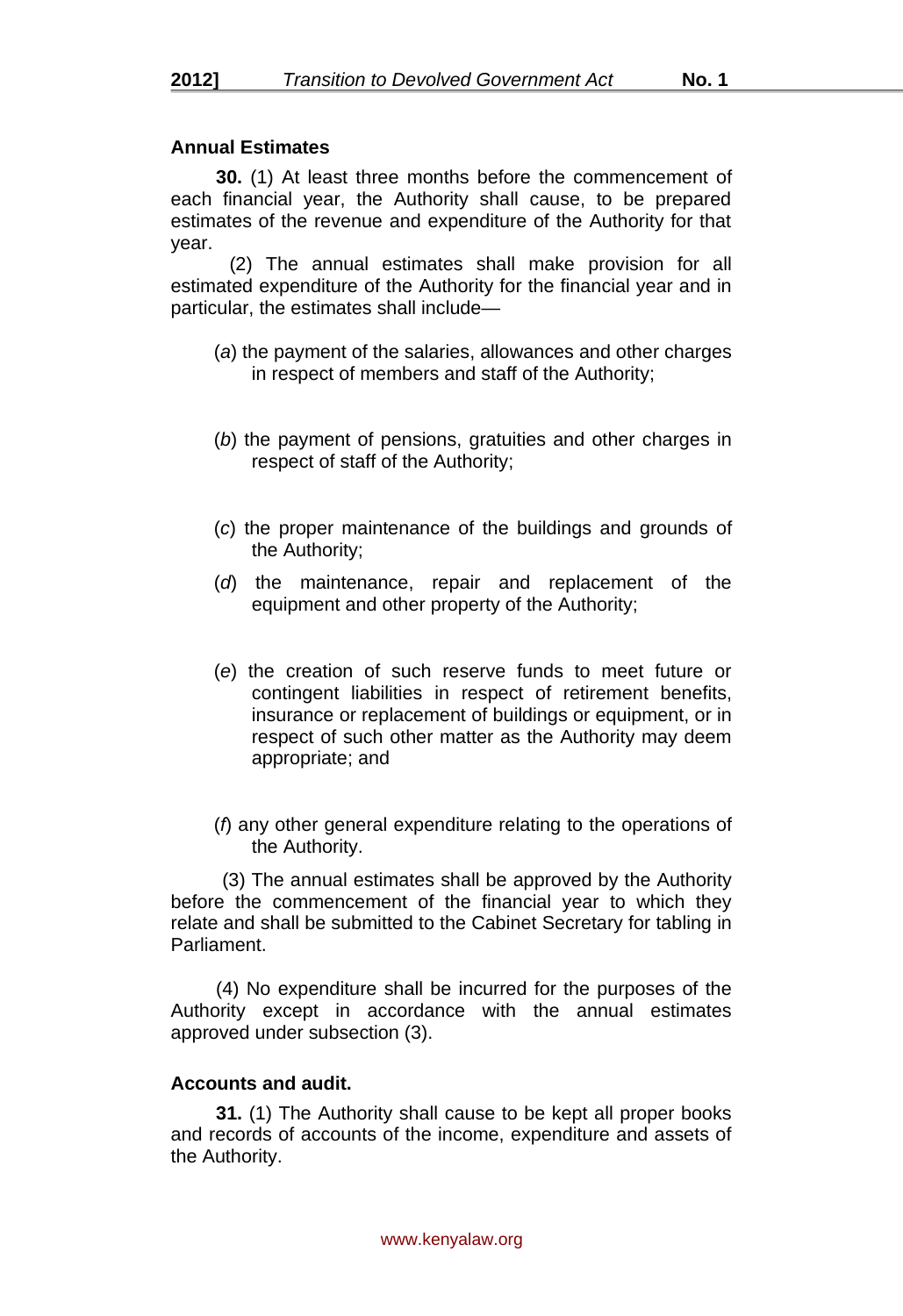**Annual Estimates**

**30.** (1) At least three months before the commencement of each financial year, the Authority shall cause, to be prepared estimates of the revenue and expenditure of the Authority for that year.

(2) The annual estimates shall make provision for all estimated expenditure of the Authority for the financial year and in particular, the estimates shall include—

(*a*) the payment of the salaries, allowances and other charges in respect of members and staff of the Authority;

(*b*) the payment of pensions, gratuities and other charges in respect of staff of the Authority;

(*c*) the proper maintenance of the buildings and grounds of the Authority;

(*d*) the maintenance, repair and replacement of the equipment and other property of the Authority;

(*e*) the creation of such reserve funds to meet future or contingent liabilities in respect of retirement benefits, insurance or replacement of buildings or equipment, or in respect of such other matter as the Authority may deem appropriate; and

(*f*) any other general expenditure relating to the operations of the Authority.

(3) The annual estimates shall be approved by the Authority before the commencement of the financial year to which they relate and shall be submitted to the Cabinet Secretary for tabling in Parliament.

(4) No expenditure shall be incurred for the purposes of the Authority except in accordance with the annual estimates approved under subsection (3).

**Accounts and audit.**

**31.** (1) The Authority shall cause to be kept all proper books and records of accounts of the income, expenditure and assets of the Authority.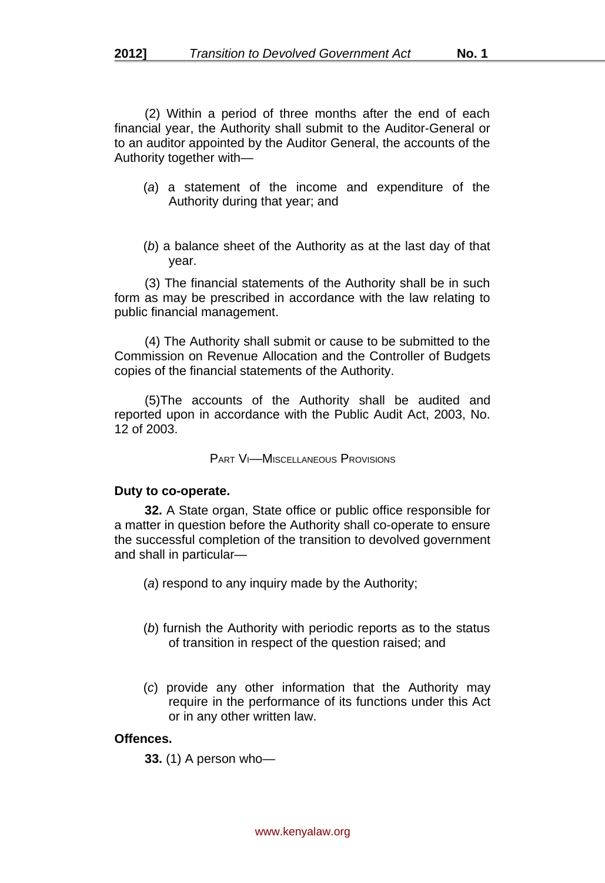(2) Within a period of three months after the end of each financial year, the Authority shall submit to the Auditor-General or to an auditor appointed by the Auditor General, the accounts of the Authority together with—

(*a*) a statement of the income and expenditure of the Authority during that year; and

(*b*) a balance sheet of the Authority as at the last day of that year.

(3) The financial statements of the Authority shall be in such form as may be prescribed in accordance with the law relating to public financial management.

(4) The Authority shall submit or cause to be submitted to the Commission on Revenue Allocation and the Controller of Budgets copies of the financial statements of the Authority.

(5)The accounts of the Authority shall be audited and reported upon in accordance with the Public Audit Act, 2003, No. 12 of 2003.

## PART VI—MISCELLANEOUS PROVISIONS

**Duty to co-operate.**

**32.** A State organ, State office or public office responsible for a matter in question before the Authority shall co-operate to ensure the successful completion of the transition to devolved government and shall in particular—

(*a*) respond to any inquiry made by the Authority;

(*b*) furnish the Authority with periodic reports as to the status of transition in respect of the question raised; and

(*c*) provide any other information that the Authority may require in the performance of its functions under this Act or in any other written law.

**Offences.**

**33.** (1) A person who—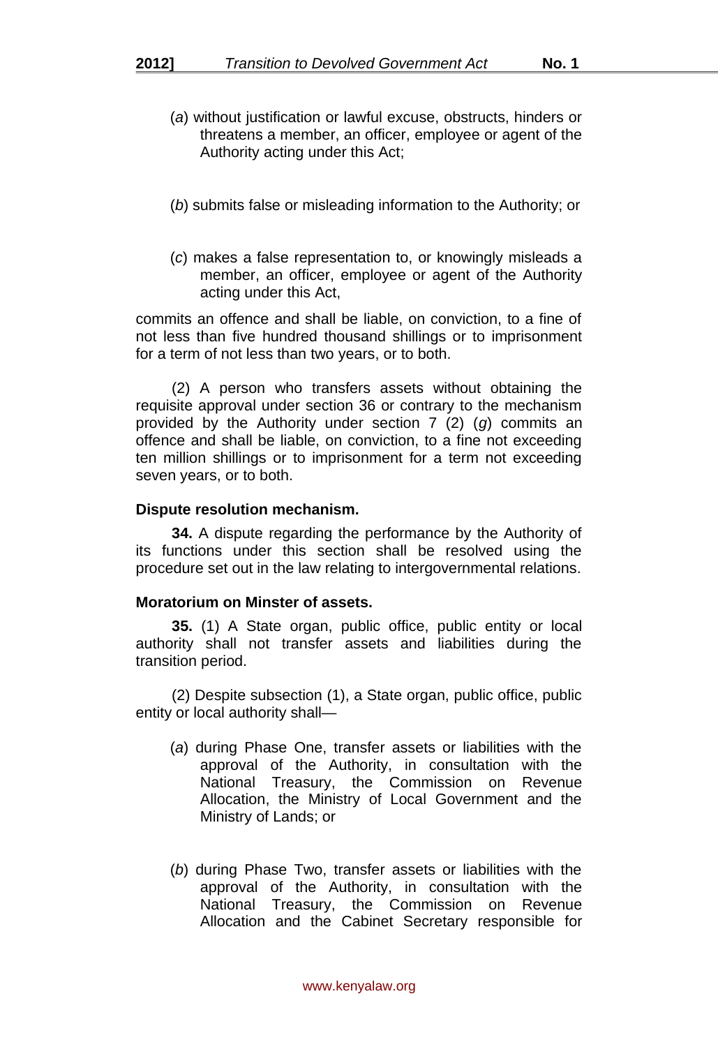(*a*) without justification or lawful excuse, obstructs, hinders or threatens a member, an officer, employee or agent of the Authority acting under this Act;

(*b*) submits false or misleading information to the Authority; or

(*c*) makes a false representation to, or knowingly misleads a member, an officer, employee or agent of the Authority acting under this Act,

commits an offence and shall be liable, on conviction, to a fine of not less than five hundred thousand shillings or to imprisonment for a term of not less than two years, or to both.

(2) A person who transfers assets without obtaining the requisite approval under section 36 or contrary to the mechanism provided by the Authority under section 7 (2) (*g*) commits an offence and shall be liable, on conviction, to a fine not exceeding ten million shillings or to imprisonment for a term not exceeding seven years, or to both.

**Dispute resolution mechanism.**

**34.** A dispute regarding the performance by the Authority of its functions under this section shall be resolved using the procedure set out in the law relating to intergovernmental relations.

**Moratorium on Minster of assets.**

**35.** (1) A State organ, public office, public entity or local authority shall not transfer assets and liabilities during the transition period.

(2) Despite subsection (1), a State organ, public office, public entity or local authority shall—

(*a*) during Phase One, transfer assets or liabilities with the approval of the Authority, in consultation with the National Treasury, the Commission on Revenue Allocation, the Ministry of Local Government and the Ministry of Lands; or

(*b*) during Phase Two, transfer assets or liabilities with the approval of the Authority, in consultation with the National Treasury, the Commission on Revenue Allocation and the Cabinet Secretary responsible for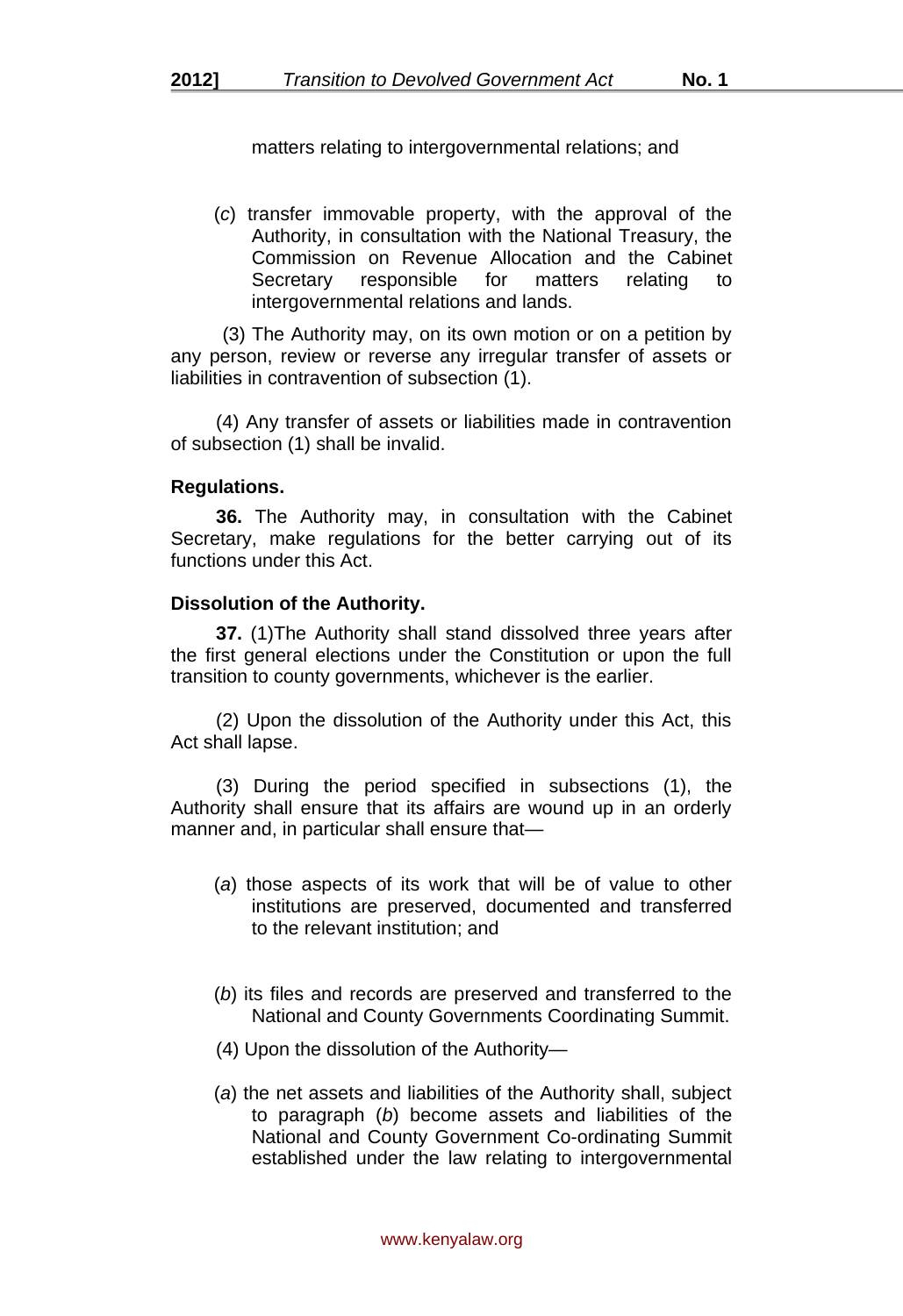matters relating to intergovernmental relations; and

(*c*) transfer immovable property, with the approval of the Authority, in consultation with the National Treasury, the Commission on Revenue Allocation and the Cabinet Secretary responsible for matters relating to intergovernmental relations and lands.

(3) The Authority may, on its own motion or on a petition by any person, review or reverse any irregular transfer of assets or liabilities in contravention of subsection (1).

(4) Any transfer of assets or liabilities made in contravention of subsection (1) shall be invalid.

**Regulations.**

**36.** The Authority may, in consultation with the Cabinet Secretary, make regulations for the better carrying out of its functions under this Act.

**Dissolution of the Authority.**

**37.** (1)The Authority shall stand dissolved three years after the first general elections under the Constitution or upon the full transition to county governments, whichever is the earlier.

(2) Upon the dissolution of the Authority under this Act, this Act shall lapse.

(3) During the period specified in subsections (1), the Authority shall ensure that its affairs are wound up in an orderly manner and, in particular shall ensure that—

(*a*) those aspects of its work that will be of value to other institutions are preserved, documented and transferred to the relevant institution; and

(*b*) its files and records are preserved and transferred to the National and County Governments Coordinating Summit.

(4) Upon the dissolution of the Authority—

(*a*) the net assets and liabilities of the Authority shall, subject to paragraph (*b*) become assets and liabilities of the National and County Government Co-ordinating Summit established under the law relating to intergovernmental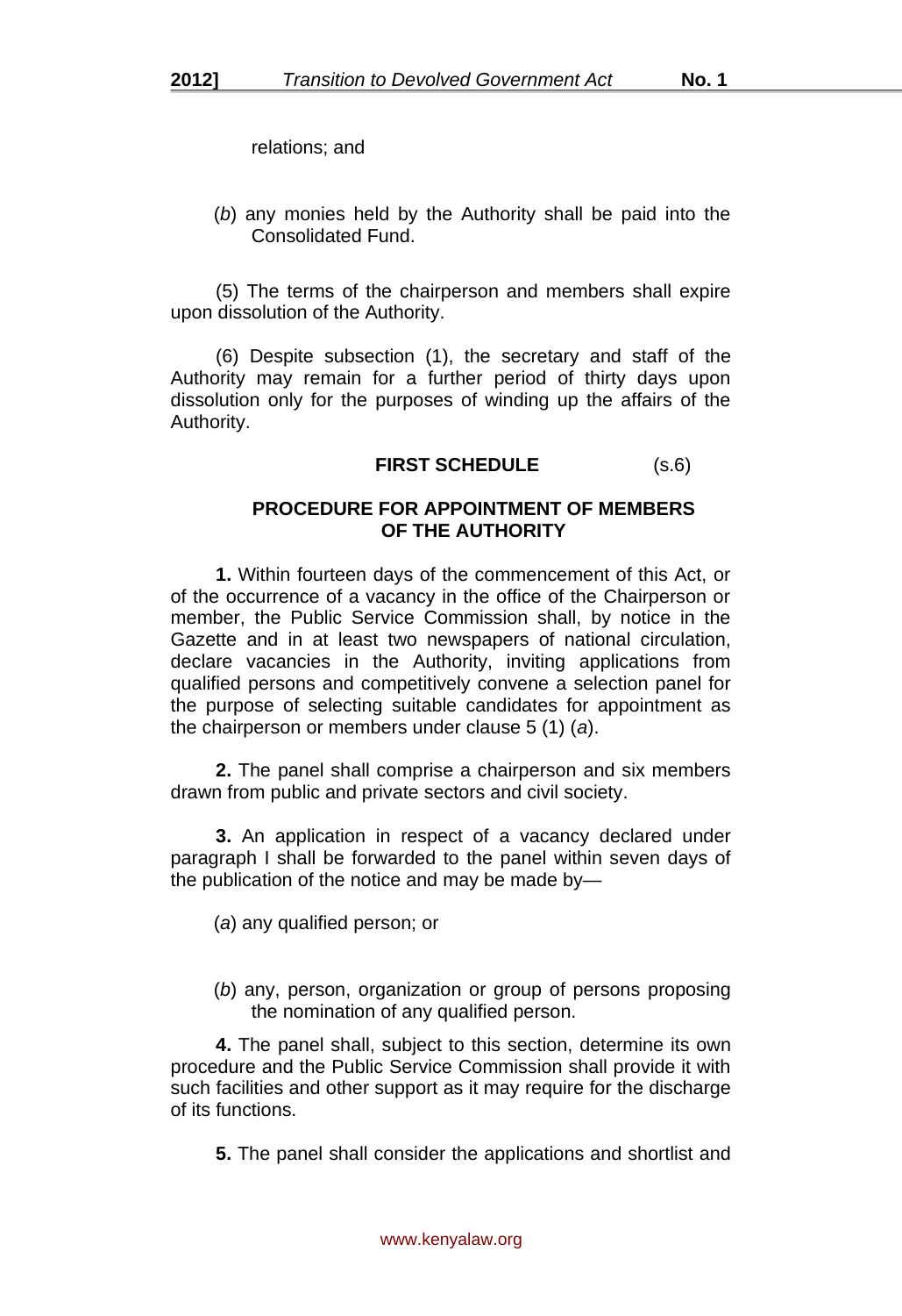relations; and

(*b*) any monies held by the Authority shall be paid into the Consolidated Fund.

(5) The terms of the chairperson and members shall expire upon dissolution of the Authority.

(6) Despite subsection (1), the secretary and staff of the Authority may remain for a further period of thirty days upon dissolution only for the purposes of winding up the affairs of the Authority.

## FIRST SCHEDULE (s.6)

## PROCEDURE FOR APPOINTMENT OF MEMBERS OF THE AUTHORITY

**1.** Within fourteen days of the commencement of this Act, or of the occurrence of a vacancy in the office of the Chairperson or member, the Public Service Commission shall, by notice in the Gazette and in at least two newspapers of national circulation, declare vacancies in the Authority, inviting applications from qualified persons and competitively convene a selection panel for the purpose of selecting suitable candidates for appointment as the chairperson or members under clause 5 (1) (*a*).

**2.** The panel shall comprise a chairperson and six members drawn from public and private sectors and civil society.

**3.** An application in respect of a vacancy declared under paragraph I shall be forwarded to the panel within seven days of the publication of the notice and may be made by—

(*a*) any qualified person; or

(*b*) any, person, organization or group of persons proposing the nomination of any qualified person.

**4.** The panel shall, subject to this section, determine its own procedure and the Public Service Commission shall provide it with such facilities and other support as it may require for the discharge of its functions.

**5.** The panel shall consider the applications and shortlist and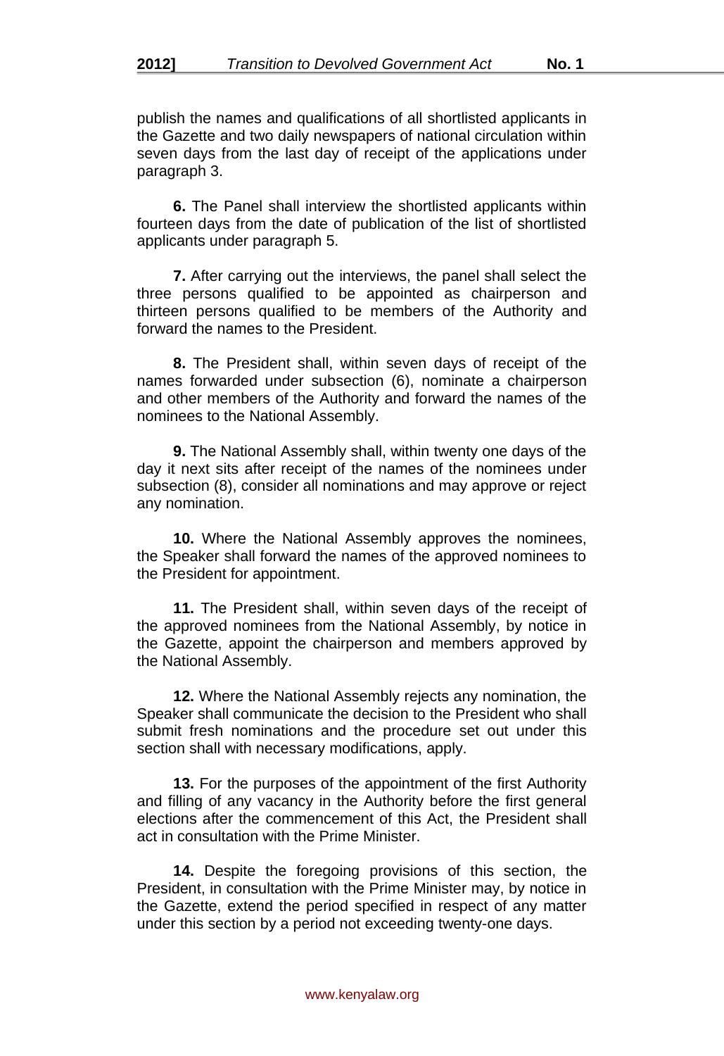publish the names and qualifications of all shortlisted applicants in the Gazette and two daily newspapers of national circulation within seven days from the last day of receipt of the applications under paragraph 3.

**6.** The Panel shall interview the shortlisted applicants within fourteen days from the date of publication of the list of shortlisted applicants under paragraph 5.

**7.** After carrying out the interviews, the panel shall select the three persons qualified to be appointed as chairperson and thirteen persons qualified to be members of the Authority and forward the names to the President.

**8.** The President shall, within seven days of receipt of the names forwarded under subsection (6), nominate a chairperson and other members of the Authority and forward the names of the nominees to the National Assembly.

**9.** The National Assembly shall, within twenty one days of the day it next sits after receipt of the names of the nominees under subsection (8), consider all nominations and may approve or reject any nomination.

**10.** Where the National Assembly approves the nominees, the Speaker shall forward the names of the approved nominees to the President for appointment.

**11.** The President shall, within seven days of the receipt of the approved nominees from the National Assembly, by notice in the Gazette, appoint the chairperson and members approved by the National Assembly.

**12.** Where the National Assembly rejects any nomination, the Speaker shall communicate the decision to the President who shall submit fresh nominations and the procedure set out under this section shall with necessary modifications, apply.

**13.** For the purposes of the appointment of the first Authority and filling of any vacancy in the Authority before the first general elections after the commencement of this Act, the President shall act in consultation with the Prime Minister.

**14.** Despite the foregoing provisions of this section, the President, in consultation with the Prime Minister may, by notice in the Gazette, extend the period specified in respect of any matter under this section by a period not exceeding twenty-one days.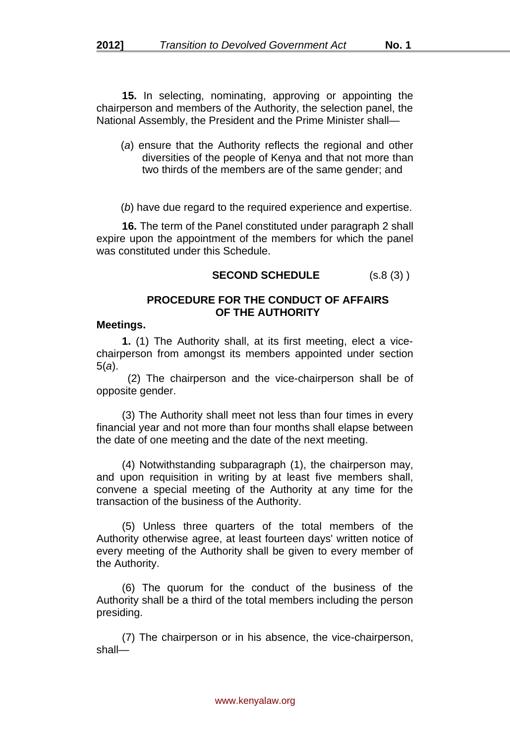**15.** In selecting, nominating, approving or appointing the chairperson and members of the Authority, the selection panel, the National Assembly, the President and the Prime Minister shall—

(*a*) ensure that the Authority reflects the regional and other diversities of the people of Kenya and that not more than two thirds of the members are of the same gender; and

(*b*) have due regard to the required experience and expertise.

**16.** The term of the Panel constituted under paragraph 2 shall expire upon the appointment of the members for which the panel was constituted under this Schedule.

## SECOND SCHEDULE (s.8 (3) )

## PROCEDURE FOR THE CONDUCT OF AFFAIRS OF THE AUTHORITY

**Meetings.**

**1.** (1) The Authority shall, at its first meeting, elect a vice-chairperson from amongst its members appointed under section 5(*a*).

(2) The chairperson and the vice-chairperson shall be of opposite gender.

(3) The Authority shall meet not less than four times in every financial year and not more than four months shall elapse between the date of one meeting and the date of the next meeting.

(4) Notwithstanding subparagraph (1), the chairperson may, and upon requisition in writing by at least five members shall, convene a special meeting of the Authority at any time for the transaction of the business of the Authority.

(5) Unless three quarters of the total members of the Authority otherwise agree, at least fourteen days' written notice of every meeting of the Authority shall be given to every member of the Authority.

(6) The quorum for the conduct of the business of the Authority shall be a third of the total members including the person presiding.

(7) The chairperson or in his absence, the vice-chairperson, shall—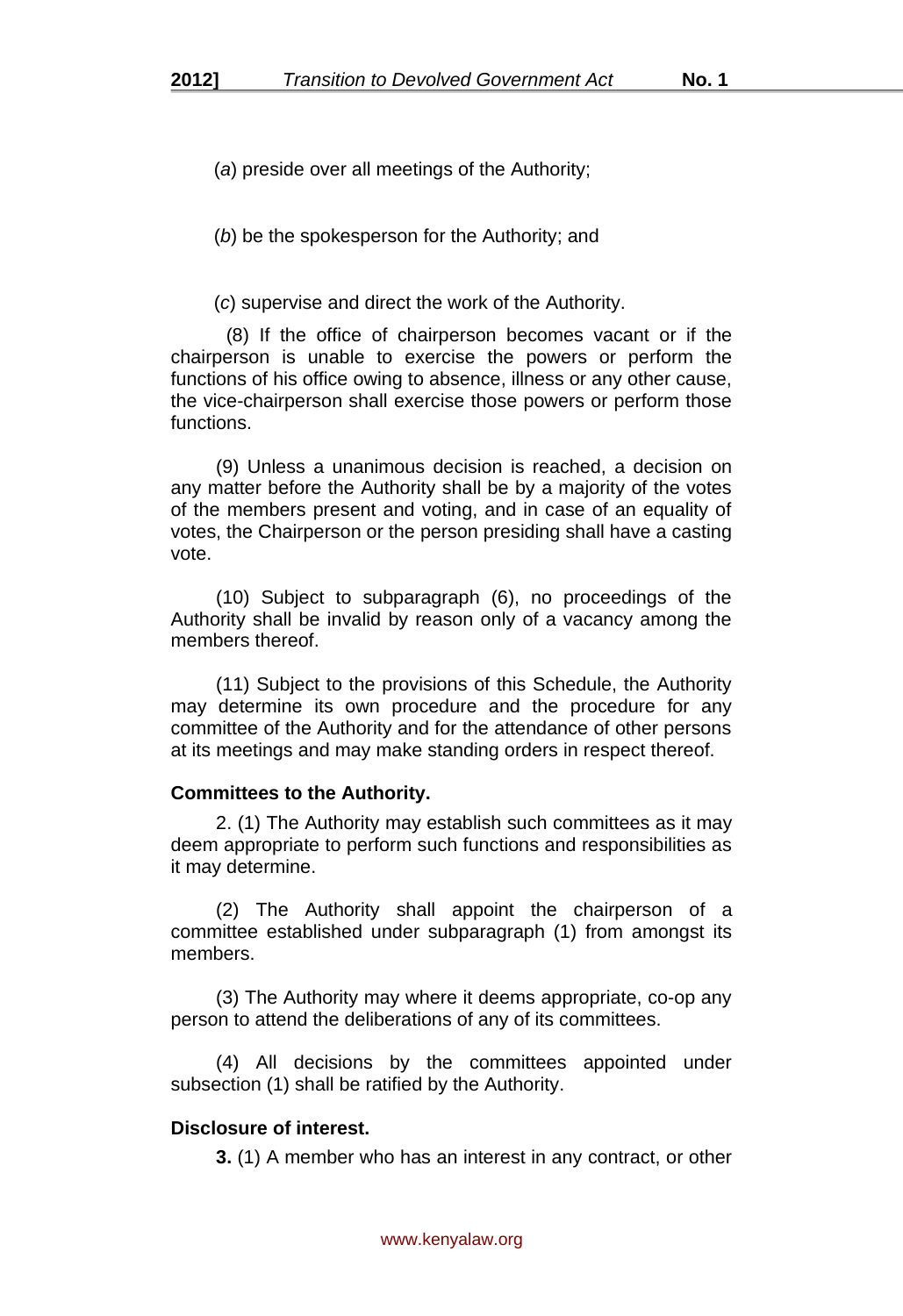(*a*) preside over all meetings of the Authority;

(*b*) be the spokesperson for the Authority; and

(*c*) supervise and direct the work of the Authority.

(8) If the office of chairperson becomes vacant or if the chairperson is unable to exercise the powers or perform the functions of his office owing to absence, illness or any other cause, the vice-chairperson shall exercise those powers or perform those functions.

(9) Unless a unanimous decision is reached, a decision on any matter before the Authority shall be by a majority of the votes of the members present and voting, and in case of an equality of votes, the Chairperson or the person presiding shall have a casting vote.

(10) Subject to subparagraph (6), no proceedings of the Authority shall be invalid by reason only of a vacancy among the members thereof.

(11) Subject to the provisions of this Schedule, the Authority may determine its own procedure and the procedure for any committee of the Authority and for the attendance of other persons at its meetings and may make standing orders in respect thereof.

**Committees to the Authority.**

2. (1) The Authority may establish such committees as it may deem appropriate to perform such functions and responsibilities as it may determine.

(2) The Authority shall appoint the chairperson of a committee established under subparagraph (1) from amongst its members.

(3) The Authority may where it deems appropriate, co-op any person to attend the deliberations of any of its committees.

(4) All decisions by the committees appointed under subsection (1) shall be ratified by the Authority.

**Disclosure of interest.**

**3.** (1) A member who has an interest in any contract, or other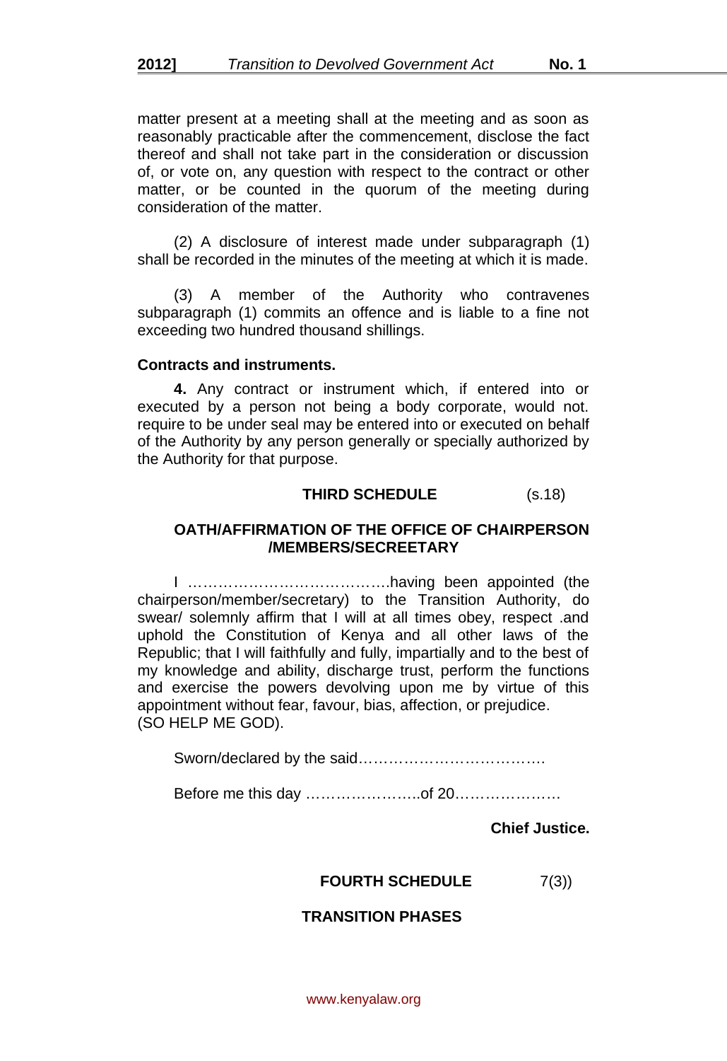matter present at a meeting shall at the meeting and as soon as reasonably practicable after the commencement, disclose the fact thereof and shall not take part in the consideration or discussion of, or vote on, any question with respect to the contract or other matter, or be counted in the quorum of the meeting during consideration of the matter.

(2) A disclosure of interest made under subparagraph (1) shall be recorded in the minutes of the meeting at which it is made.

(3) A member of the Authority who contravenes subparagraph (1) commits an offence and is liable to a fine not exceeding two hundred thousand shillings.

**Contracts and instruments.**

**4.** Any contract or instrument which, if entered into or executed by a person not being a body corporate, would not. require to be under seal may be entered into or executed on behalf of the Authority by any person generally or specially authorized by the Authority for that purpose.

## THIRD SCHEDULE (s.18)

### OATH/AFFIRMATION OF THE OFFICE OF CHAIRPERSON /MEMBERS/SECREETARY

I ………………………………….having been appointed (the chairperson/member/secretary) to the Transition Authority, do swear/ solemnly affirm that I will at all times obey, respect .and uphold the Constitution of Kenya and all other laws of the Republic; that I will faithfully and fully, impartially and to the best of my knowledge and ability, discharge trust, perform the functions and exercise the powers devolving upon me by virtue of this appointment without fear, favour, bias, affection, or prejudice.
(SO HELP ME GOD).

Sworn/declared by the said……………………………….

Before me this day …………………..of 20…………………

**Chief Justice.**

## FOURTH SCHEDULE 7(3))

### TRANSITION PHASES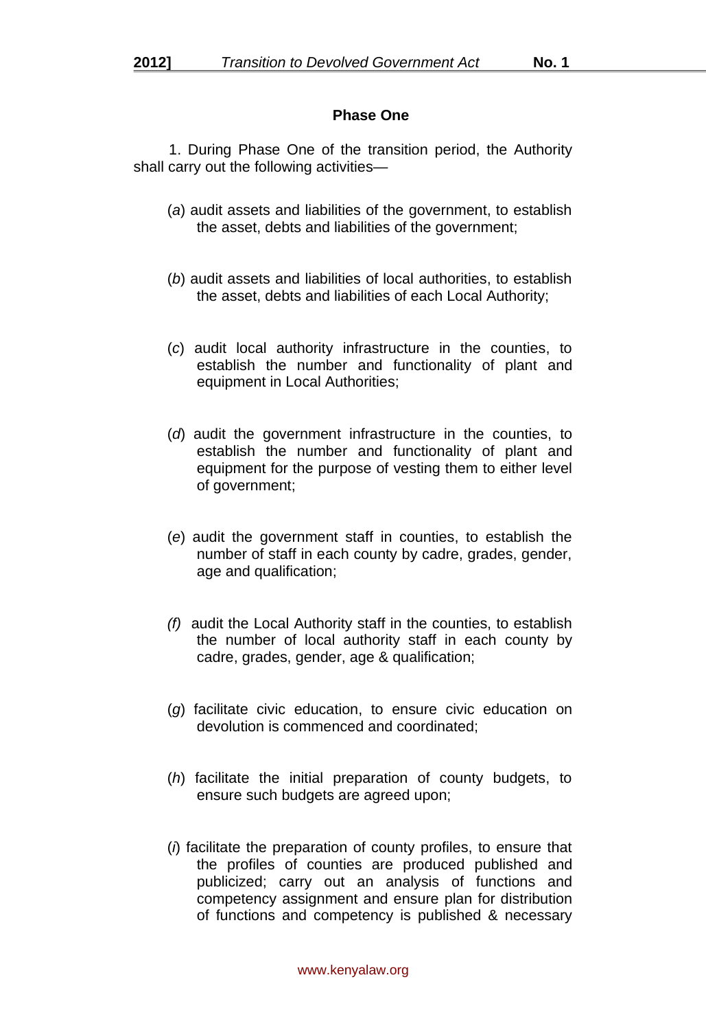## Phase One

1. During Phase One of the transition period, the Authority shall carry out the following activities—

(*a*) audit assets and liabilities of the government, to establish the asset, debts and liabilities of the government;

(*b*) audit assets and liabilities of local authorities, to establish the asset, debts and liabilities of each Local Authority;

(*c*) audit local authority infrastructure in the counties, to establish the number and functionality of plant and equipment in Local Authorities;

(*d*) audit the government infrastructure in the counties, to establish the number and functionality of plant and equipment for the purpose of vesting them to either level of government;

(*e*) audit the government staff in counties, to establish the number of staff in each county by cadre, grades, gender, age and qualification;

*(f)* audit the Local Authority staff in the counties, to establish the number of local authority staff in each county by cadre, grades, gender, age & qualification;

(*g*) facilitate civic education, to ensure civic education on devolution is commenced and coordinated;

(*h*) facilitate the initial preparation of county budgets, to ensure such budgets are agreed upon;

(*i*) facilitate the preparation of county profiles, to ensure that the profiles of counties are produced published and publicized; carry out an analysis of functions and competency assignment and ensure plan for distribution of functions and competency is published & necessary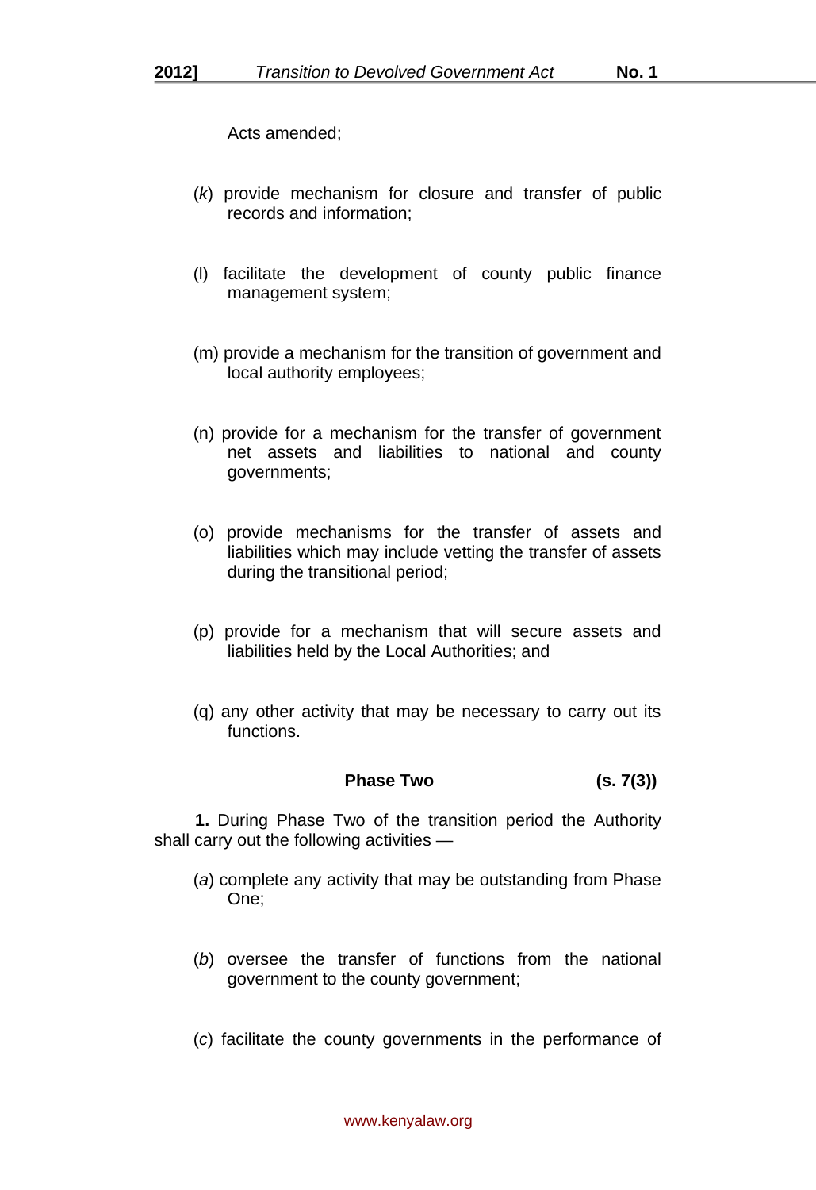Acts amended;

(*k*) provide mechanism for closure and transfer of public records and information;

(l) facilitate the development of county public finance management system;

(m) provide a mechanism for the transition of government and local authority employees;

(n) provide for a mechanism for the transfer of government net assets and liabilities to national and county governments;

(o) provide mechanisms for the transfer of assets and liabilities which may include vetting the transfer of assets during the transitional period;

(p) provide for a mechanism that will secure assets and liabilities held by the Local Authorities; and

(q) any other activity that may be necessary to carry out its functions.

**Phase Two** **(s. 7(3))**

**1.** During Phase Two of the transition period the Authority shall carry out the following activities —

(*a*) complete any activity that may be outstanding from Phase One;

(*b*) oversee the transfer of functions from the national government to the county government;

(*c*) facilitate the county governments in the performance of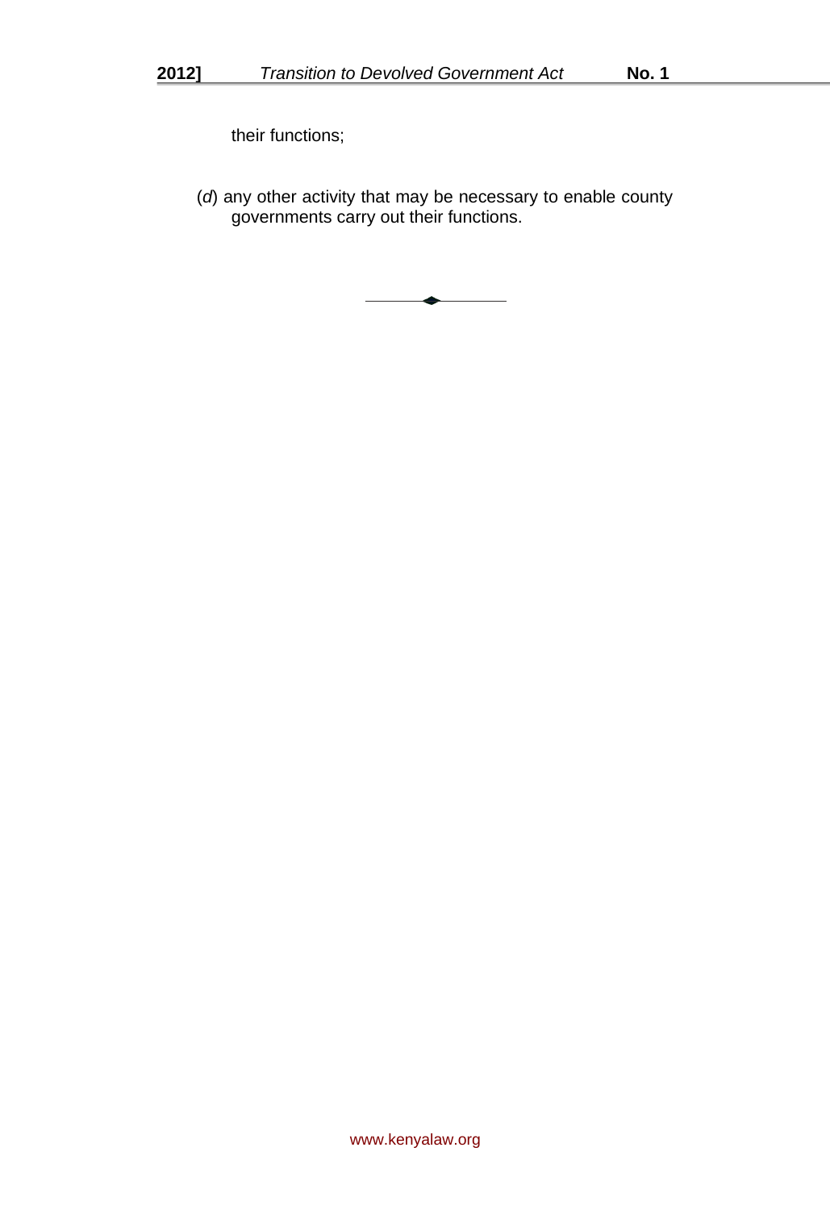their functions;

(*d*) any other activity that may be necessary to enable county governments carry out their functions.